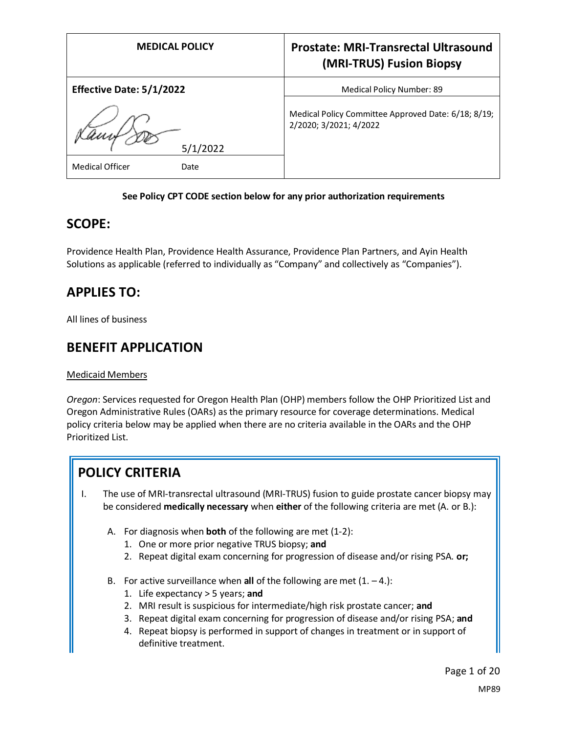| MEDICAL POLICY | Prostate: MRI-Transrectal Ultrasound (MRI-TRUS) Fusion Biopsy |
| --- | --- |
| **Effective Date: 5/1/2022** | Medical Policy Number: 89 |
| 5/1/2022 | Medical Policy Committee Approved Date: 6/18; 8/19; 2/2020; 3/2021; 4/2022 |
| Medical Officer Date | |

**See Policy CPT CODE section below for any prior authorization requirements**

## SCOPE:

Providence Health Plan, Providence Health Assurance, Providence Plan Partners, and Ayin Health Solutions as applicable (referred to individually as "Company" and collectively as "Companies").

## APPLIES TO:

All lines of business

## BENEFIT APPLICATION

Medicaid Members

*Oregon*: Services requested for Oregon Health Plan (OHP) members follow the OHP Prioritized List and Oregon Administrative Rules (OARs) as the primary resource for coverage determinations. Medical policy criteria below may be applied when there are no criteria available in the OARs and the OHP Prioritized List.

## POLICY CRITERIA

I. The use of MRI-transrectal ultrasound (MRI-TRUS) fusion to guide prostate cancer biopsy may be considered **medically necessary** when **either** of the following criteria are met (A. or B.):

   A. For diagnosis when **both** of the following are met (1-2):
      1. One or more prior negative TRUS biopsy; **and**
      2. Repeat digital exam concerning for progression of disease and/or rising PSA. **or;**

   B. For active surveillance when **all** of the following are met (1. – 4.):
      1. Life expectancy > 5 years; **and**
      2. MRI result is suspicious for intermediate/high risk prostate cancer; **and**
      3. Repeat digital exam concerning for progression of disease and/or rising PSA; **and**
      4. Repeat biopsy is performed in support of changes in treatment or in support of definitive treatment.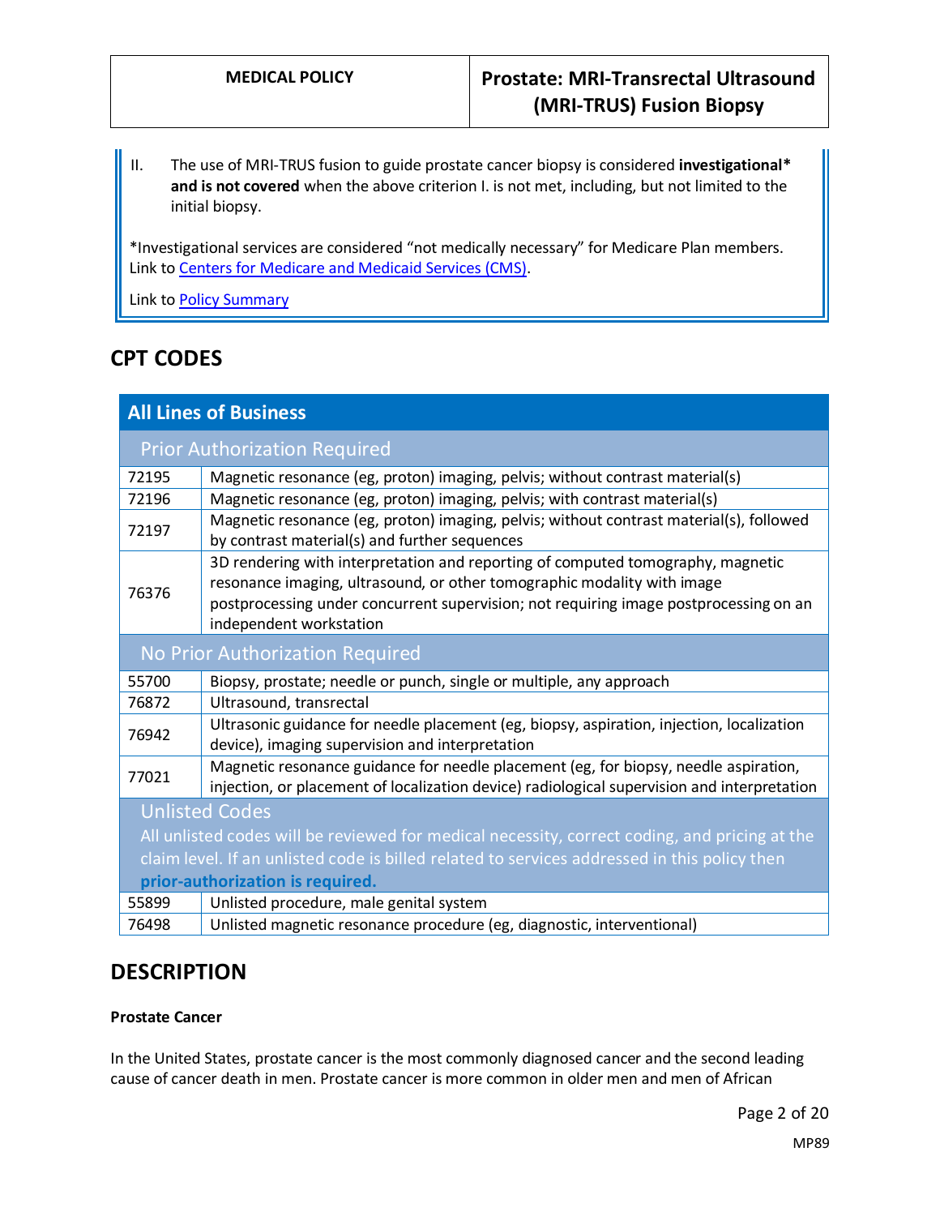II. The use of MRI-TRUS fusion to guide prostate cancer biopsy is considered **investigational\* and is not covered** when the above criterion I. is not met, including, but not limited to the initial biopsy.

*Investigational services are considered "not medically necessary" for Medicare Plan members. Link to Centers for Medicare and Medicaid Services (CMS).

Link to Policy Summary

## CPT CODES

| All Lines of Business | |
|---|---|
| **Prior Authorization Required** | |
| 72195 | Magnetic resonance (eg, proton) imaging, pelvis; without contrast material(s) |
| 72196 | Magnetic resonance (eg, proton) imaging, pelvis; with contrast material(s) |
| 72197 | Magnetic resonance (eg, proton) imaging, pelvis; without contrast material(s), followed by contrast material(s) and further sequences |
| 76376 | 3D rendering with interpretation and reporting of computed tomography, magnetic resonance imaging, ultrasound, or other tomographic modality with image postprocessing under concurrent supervision; not requiring image postprocessing on an independent workstation |
| **No Prior Authorization Required** | |
| 55700 | Biopsy, prostate; needle or punch, single or multiple, any approach |
| 76872 | Ultrasound, transrectal |
| 76942 | Ultrasonic guidance for needle placement (eg, biopsy, aspiration, injection, localization device), imaging supervision and interpretation |
| 77021 | Magnetic resonance guidance for needle placement (eg, for biopsy, needle aspiration, injection, or placement of localization device) radiological supervision and interpretation |
| **Unlisted Codes** All unlisted codes will be reviewed for medical necessity, correct coding, and pricing at the claim level. If an unlisted code is billed related to services addressed in this policy then **prior-authorization is required.** | |
| 55899 | Unlisted procedure, male genital system |
| 76498 | Unlisted magnetic resonance procedure (eg, diagnostic, interventional) |

## DESCRIPTION

**Prostate Cancer**

In the United States, prostate cancer is the most commonly diagnosed cancer and the second leading cause of cancer death in men. Prostate cancer is more common in older men and men of African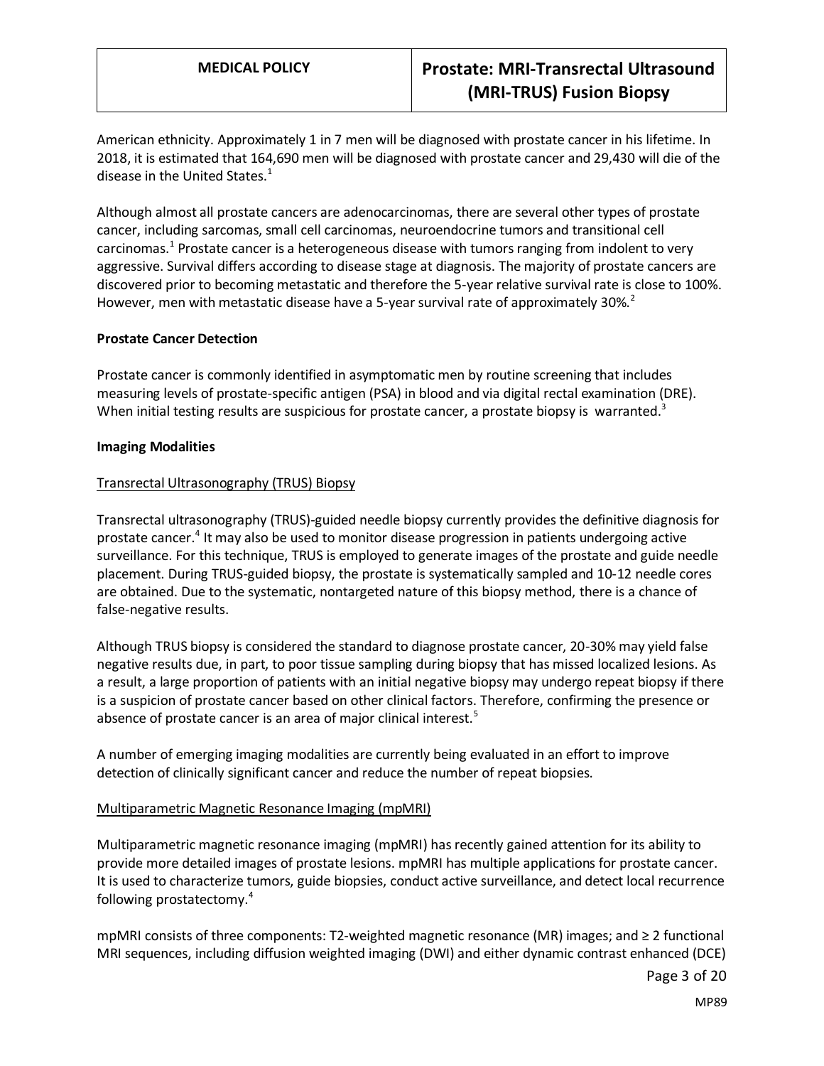American ethnicity. Approximately 1 in 7 men will be diagnosed with prostate cancer in his lifetime. In 2018, it is estimated that 164,690 men will be diagnosed with prostate cancer and 29,430 will die of the disease in the United States.[1]

Although almost all prostate cancers are adenocarcinomas, there are several other types of prostate cancer, including sarcomas, small cell carcinomas, neuroendocrine tumors and transitional cell carcinomas.[1] Prostate cancer is a heterogeneous disease with tumors ranging from indolent to very aggressive. Survival differs according to disease stage at diagnosis. The majority of prostate cancers are discovered prior to becoming metastatic and therefore the 5-year relative survival rate is close to 100%. However, men with metastatic disease have a 5-year survival rate of approximately 30%.[2]

**Prostate Cancer Detection**

Prostate cancer is commonly identified in asymptomatic men by routine screening that includes measuring levels of prostate-specific antigen (PSA) in blood and via digital rectal examination (DRE). When initial testing results are suspicious for prostate cancer, a prostate biopsy is warranted.[3]

**Imaging Modalities**

Transrectal Ultrasonography (TRUS) Biopsy

Transrectal ultrasonography (TRUS)-guided needle biopsy currently provides the definitive diagnosis for prostate cancer.[4] It may also be used to monitor disease progression in patients undergoing active surveillance. For this technique, TRUS is employed to generate images of the prostate and guide needle placement. During TRUS-guided biopsy, the prostate is systematically sampled and 10-12 needle cores are obtained. Due to the systematic, nontargeted nature of this biopsy method, there is a chance of false-negative results.

Although TRUS biopsy is considered the standard to diagnose prostate cancer, 20-30% may yield false negative results due, in part, to poor tissue sampling during biopsy that has missed localized lesions. As a result, a large proportion of patients with an initial negative biopsy may undergo repeat biopsy if there is a suspicion of prostate cancer based on other clinical factors. Therefore, confirming the presence or absence of prostate cancer is an area of major clinical interest.[5]

A number of emerging imaging modalities are currently being evaluated in an effort to improve detection of clinically significant cancer and reduce the number of repeat biopsies.

Multiparametric Magnetic Resonance Imaging (mpMRI)

Multiparametric magnetic resonance imaging (mpMRI) has recently gained attention for its ability to provide more detailed images of prostate lesions. mpMRI has multiple applications for prostate cancer. It is used to characterize tumors, guide biopsies, conduct active surveillance, and detect local recurrence following prostatectomy.[4]

mpMRI consists of three components: T2-weighted magnetic resonance (MR) images; and ≥ 2 functional MRI sequences, including diffusion weighted imaging (DWI) and either dynamic contrast enhanced (DCE)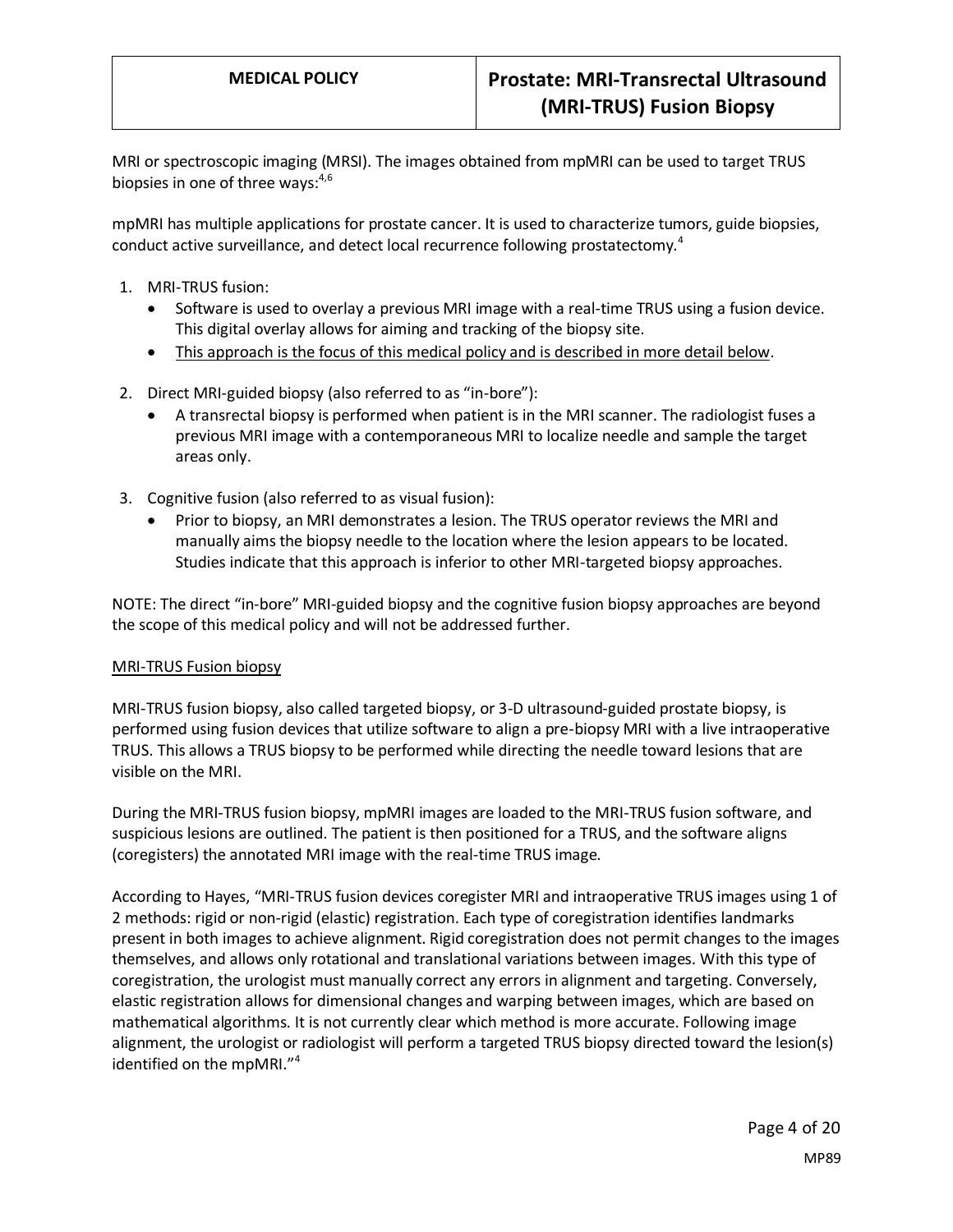MRI or spectroscopic imaging (MRSI). The images obtained from mpMRI can be used to target TRUS biopsies in one of three ways:[4,6]

mpMRI has multiple applications for prostate cancer. It is used to characterize tumors, guide biopsies, conduct active surveillance, and detect local recurrence following prostatectomy.[4]

1. MRI-TRUS fusion:
   - Software is used to overlay a previous MRI image with a real-time TRUS using a fusion device. This digital overlay allows for aiming and tracking of the biopsy site.
   - This approach is the focus of this medical policy and is described in more detail below.

2. Direct MRI-guided biopsy (also referred to as "in-bore"):
   - A transrectal biopsy is performed when patient is in the MRI scanner. The radiologist fuses a previous MRI image with a contemporaneous MRI to localize needle and sample the target areas only.

3. Cognitive fusion (also referred to as visual fusion):
   - Prior to biopsy, an MRI demonstrates a lesion. The TRUS operator reviews the MRI and manually aims the biopsy needle to the location where the lesion appears to be located. Studies indicate that this approach is inferior to other MRI-targeted biopsy approaches.

NOTE: The direct "in-bore" MRI-guided biopsy and the cognitive fusion biopsy approaches are beyond the scope of this medical policy and will not be addressed further.

MRI-TRUS Fusion biopsy

MRI-TRUS fusion biopsy, also called targeted biopsy, or 3-D ultrasound-guided prostate biopsy, is performed using fusion devices that utilize software to align a pre-biopsy MRI with a live intraoperative TRUS. This allows a TRUS biopsy to be performed while directing the needle toward lesions that are visible on the MRI.

During the MRI-TRUS fusion biopsy, mpMRI images are loaded to the MRI-TRUS fusion software, and suspicious lesions are outlined. The patient is then positioned for a TRUS, and the software aligns (coregisters) the annotated MRI image with the real-time TRUS image.

According to Hayes, "MRI-TRUS fusion devices coregister MRI and intraoperative TRUS images using 1 of 2 methods: rigid or non-rigid (elastic) registration. Each type of coregistration identifies landmarks present in both images to achieve alignment. Rigid coregistration does not permit changes to the images themselves, and allows only rotational and translational variations between images. With this type of coregistration, the urologist must manually correct any errors in alignment and targeting. Conversely, elastic registration allows for dimensional changes and warping between images, which are based on mathematical algorithms. It is not currently clear which method is more accurate. Following image alignment, the urologist or radiologist will perform a targeted TRUS biopsy directed toward the lesion(s) identified on the mpMRI."[4]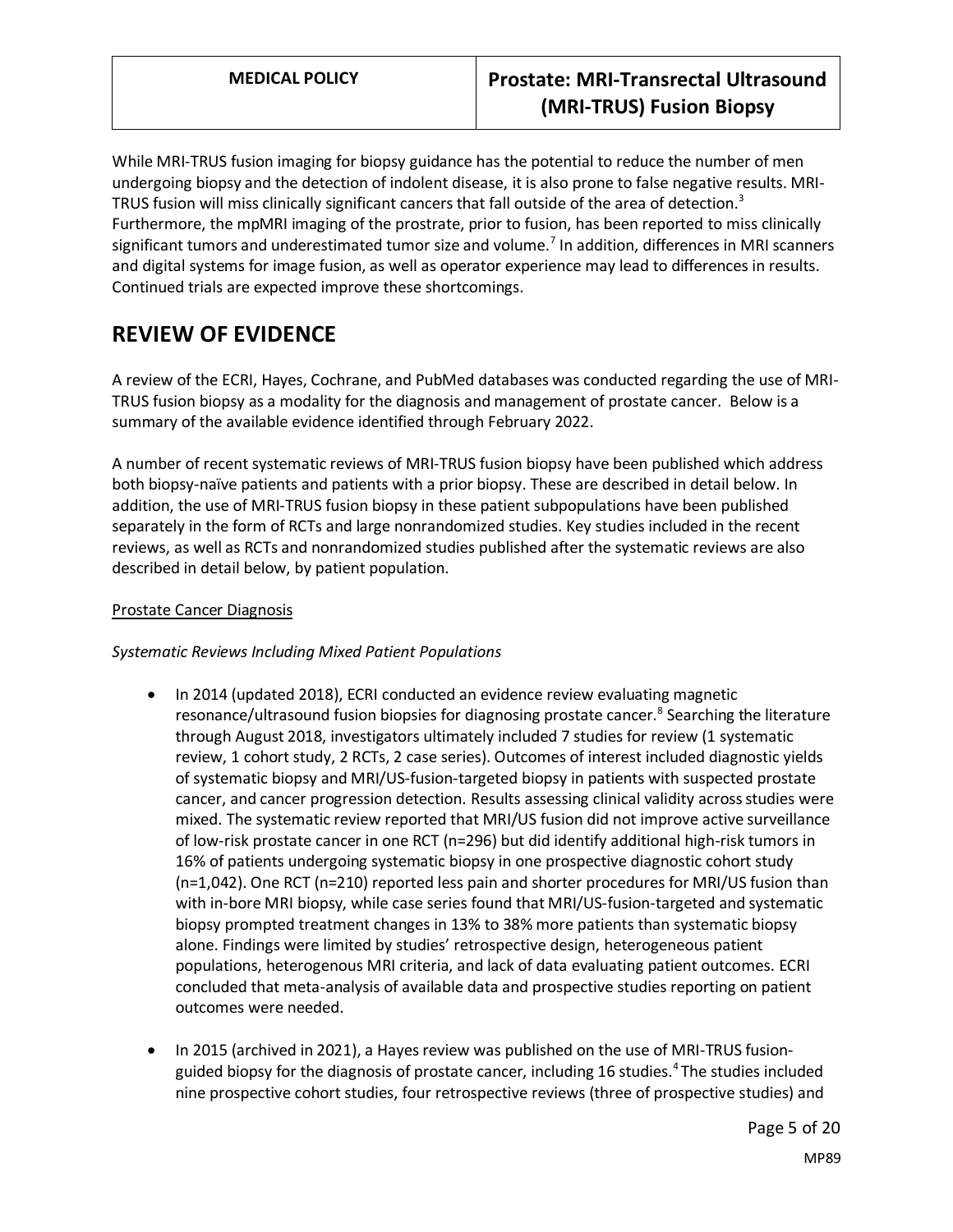While MRI-TRUS fusion imaging for biopsy guidance has the potential to reduce the number of men undergoing biopsy and the detection of indolent disease, it is also prone to false negative results. MRI-TRUS fusion will miss clinically significant cancers that fall outside of the area of detection.[3] Furthermore, the mpMRI imaging of the prostrate, prior to fusion, has been reported to miss clinically significant tumors and underestimated tumor size and volume.[7] In addition, differences in MRI scanners and digital systems for image fusion, as well as operator experience may lead to differences in results. Continued trials are expected improve these shortcomings.

## REVIEW OF EVIDENCE

A review of the ECRI, Hayes, Cochrane, and PubMed databases was conducted regarding the use of MRI-TRUS fusion biopsy as a modality for the diagnosis and management of prostate cancer. Below is a summary of the available evidence identified through February 2022.

A number of recent systematic reviews of MRI-TRUS fusion biopsy have been published which address both biopsy-naïve patients and patients with a prior biopsy. These are described in detail below. In addition, the use of MRI-TRUS fusion biopsy in these patient subpopulations have been published separately in the form of RCTs and large nonrandomized studies. Key studies included in the recent reviews, as well as RCTs and nonrandomized studies published after the systematic reviews are also described in detail below, by patient population.

<u>Prostate Cancer Diagnosis</u>

*Systematic Reviews Including Mixed Patient Populations*

- In 2014 (updated 2018), ECRI conducted an evidence review evaluating magnetic resonance/ultrasound fusion biopsies for diagnosing prostate cancer.[8] Searching the literature through August 2018, investigators ultimately included 7 studies for review (1 systematic review, 1 cohort study, 2 RCTs, 2 case series). Outcomes of interest included diagnostic yields of systematic biopsy and MRI/US-fusion-targeted biopsy in patients with suspected prostate cancer, and cancer progression detection. Results assessing clinical validity across studies were mixed. The systematic review reported that MRI/US fusion did not improve active surveillance of low-risk prostate cancer in one RCT (n=296) but did identify additional high-risk tumors in 16% of patients undergoing systematic biopsy in one prospective diagnostic cohort study (n=1,042). One RCT (n=210) reported less pain and shorter procedures for MRI/US fusion than with in-bore MRI biopsy, while case series found that MRI/US-fusion-targeted and systematic biopsy prompted treatment changes in 13% to 38% more patients than systematic biopsy alone. Findings were limited by studies' retrospective design, heterogeneous patient populations, heterogenous MRI criteria, and lack of data evaluating patient outcomes. ECRI concluded that meta-analysis of available data and prospective studies reporting on patient outcomes were needed.

- In 2015 (archived in 2021), a Hayes review was published on the use of MRI-TRUS fusion-guided biopsy for the diagnosis of prostate cancer, including 16 studies.[4] The studies included nine prospective cohort studies, four retrospective reviews (three of prospective studies) and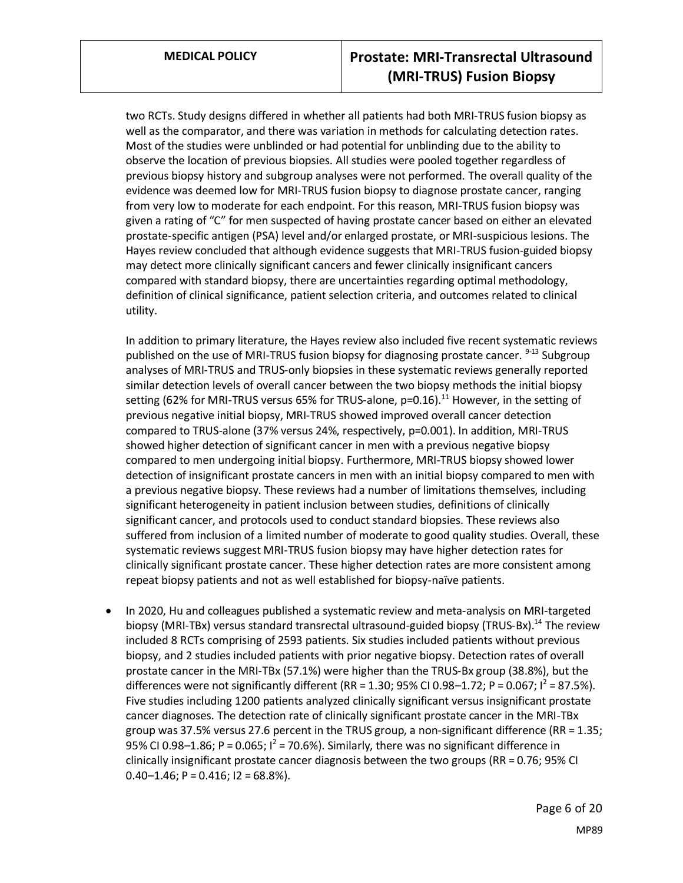two RCTs. Study designs differed in whether all patients had both MRI-TRUS fusion biopsy as well as the comparator, and there was variation in methods for calculating detection rates. Most of the studies were unblinded or had potential for unblinding due to the ability to observe the location of previous biopsies. All studies were pooled together regardless of previous biopsy history and subgroup analyses were not performed. The overall quality of the evidence was deemed low for MRI-TRUS fusion biopsy to diagnose prostate cancer, ranging from very low to moderate for each endpoint. For this reason, MRI-TRUS fusion biopsy was given a rating of "C" for men suspected of having prostate cancer based on either an elevated prostate-specific antigen (PSA) level and/or enlarged prostate, or MRI-suspicious lesions. The Hayes review concluded that although evidence suggests that MRI-TRUS fusion-guided biopsy may detect more clinically significant cancers and fewer clinically insignificant cancers compared with standard biopsy, there are uncertainties regarding optimal methodology, definition of clinical significance, patient selection criteria, and outcomes related to clinical utility.

In addition to primary literature, the Hayes review also included five recent systematic reviews published on the use of MRI-TRUS fusion biopsy for diagnosing prostate cancer. [9-13] Subgroup analyses of MRI-TRUS and TRUS-only biopsies in these systematic reviews generally reported similar detection levels of overall cancer between the two biopsy methods the initial biopsy setting (62% for MRI-TRUS versus 65% for TRUS-alone, p=0.16).[11] However, in the setting of previous negative initial biopsy, MRI-TRUS showed improved overall cancer detection compared to TRUS-alone (37% versus 24%, respectively, p=0.001). In addition, MRI-TRUS showed higher detection of significant cancer in men with a previous negative biopsy compared to men undergoing initial biopsy. Furthermore, MRI-TRUS biopsy showed lower detection of insignificant prostate cancers in men with an initial biopsy compared to men with a previous negative biopsy. These reviews had a number of limitations themselves, including significant heterogeneity in patient inclusion between studies, definitions of clinically significant cancer, and protocols used to conduct standard biopsies. These reviews also suffered from inclusion of a limited number of moderate to good quality studies. Overall, these systematic reviews suggest MRI-TRUS fusion biopsy may have higher detection rates for clinically significant prostate cancer. These higher detection rates are more consistent among repeat biopsy patients and not as well established for biopsy-naïve patients.

- In 2020, Hu and colleagues published a systematic review and meta-analysis on MRI-targeted biopsy (MRI-TBx) versus standard transrectal ultrasound-guided biopsy (TRUS-Bx).[14] The review included 8 RCTs comprising of 2593 patients. Six studies included patients without previous biopsy, and 2 studies included patients with prior negative biopsy. Detection rates of overall prostate cancer in the MRI-TBx (57.1%) were higher than the TRUS-Bx group (38.8%), but the differences were not significantly different (RR = 1.30; 95% CI 0.98–1.72; P = 0.067; $I^2$ = 87.5%). Five studies including 1200 patients analyzed clinically significant versus insignificant prostate cancer diagnoses. The detection rate of clinically significant prostate cancer in the MRI-TBx group was 37.5% versus 27.6 percent in the TRUS group, a non-significant difference (RR = 1.35; 95% CI 0.98–1.86; P = 0.065; $I^2$ = 70.6%). Similarly, there was no significant difference in clinically insignificant prostate cancer diagnosis between the two groups (RR = 0.76; 95% CI 0.40–1.46; P = 0.416; I2 = 68.8%).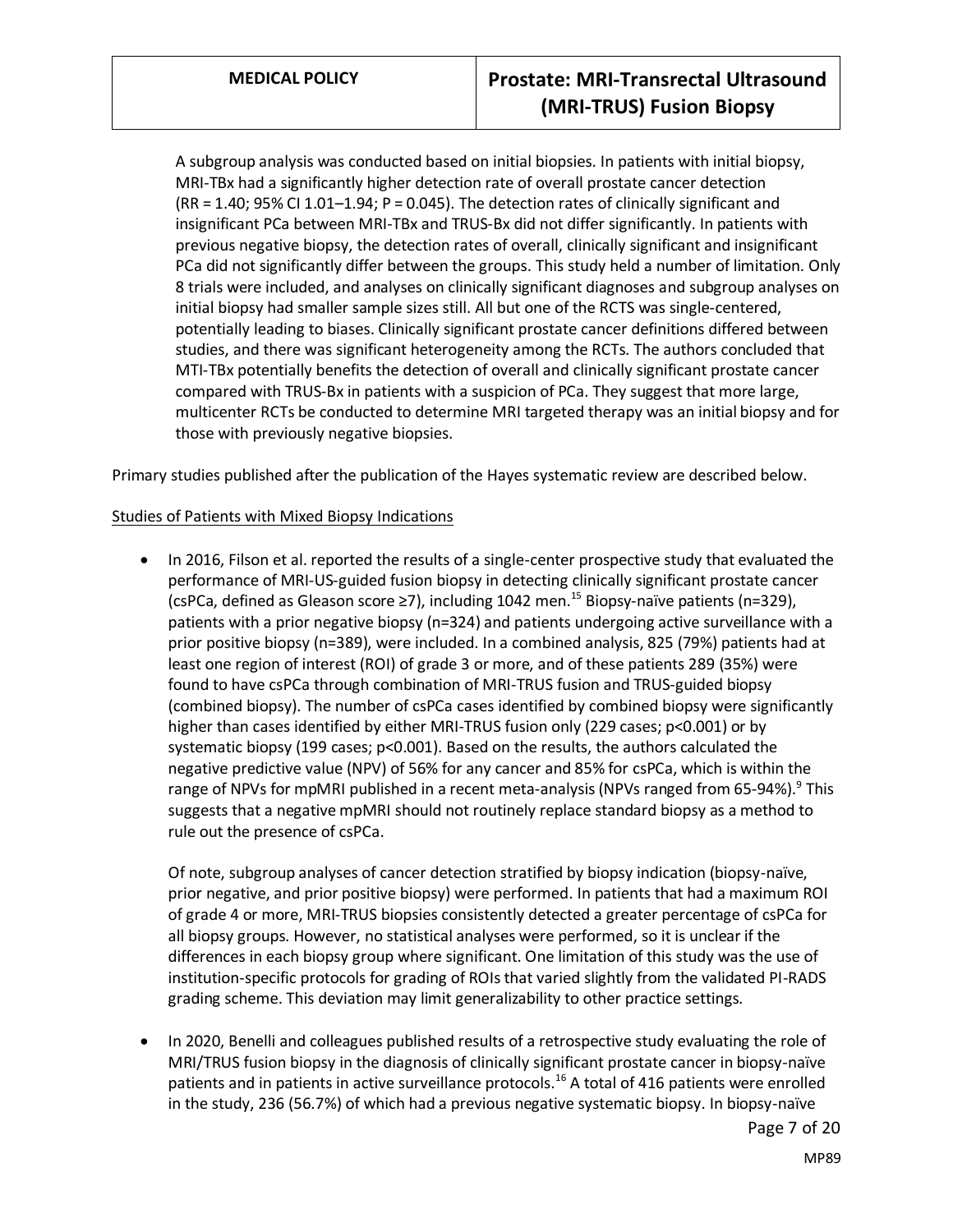A subgroup analysis was conducted based on initial biopsies. In patients with initial biopsy, MRI-TBx had a significantly higher detection rate of overall prostate cancer detection (RR = 1.40; 95% CI 1.01–1.94; P = 0.045). The detection rates of clinically significant and insignificant PCa between MRI-TBx and TRUS-Bx did not differ significantly. In patients with previous negative biopsy, the detection rates of overall, clinically significant and insignificant PCa did not significantly differ between the groups. This study held a number of limitation. Only 8 trials were included, and analyses on clinically significant diagnoses and subgroup analyses on initial biopsy had smaller sample sizes still. All but one of the RCTS was single-centered, potentially leading to biases. Clinically significant prostate cancer definitions differed between studies, and there was significant heterogeneity among the RCTs. The authors concluded that MTI-TBx potentially benefits the detection of overall and clinically significant prostate cancer compared with TRUS-Bx in patients with a suspicion of PCa. They suggest that more large, multicenter RCTs be conducted to determine MRI targeted therapy was an initial biopsy and for those with previously negative biopsies.

Primary studies published after the publication of the Hayes systematic review are described below.

Studies of Patients with Mixed Biopsy Indications

- In 2016, Filson et al. reported the results of a single-center prospective study that evaluated the performance of MRI-US-guided fusion biopsy in detecting clinically significant prostate cancer (csPCa, defined as Gleason score ≥7), including 1042 men.[15] Biopsy-naïve patients (n=329), patients with a prior negative biopsy (n=324) and patients undergoing active surveillance with a prior positive biopsy (n=389), were included. In a combined analysis, 825 (79%) patients had at least one region of interest (ROI) of grade 3 or more, and of these patients 289 (35%) were found to have csPCa through combination of MRI-TRUS fusion and TRUS-guided biopsy (combined biopsy). The number of csPCa cases identified by combined biopsy were significantly higher than cases identified by either MRI-TRUS fusion only (229 cases; p<0.001) or by systematic biopsy (199 cases; p<0.001). Based on the results, the authors calculated the negative predictive value (NPV) of 56% for any cancer and 85% for csPCa, which is within the range of NPVs for mpMRI published in a recent meta-analysis (NPVs ranged from 65-94%).[9] This suggests that a negative mpMRI should not routinely replace standard biopsy as a method to rule out the presence of csPCa.

  Of note, subgroup analyses of cancer detection stratified by biopsy indication (biopsy-naïve, prior negative, and prior positive biopsy) were performed. In patients that had a maximum ROI of grade 4 or more, MRI-TRUS biopsies consistently detected a greater percentage of csPCa for all biopsy groups. However, no statistical analyses were performed, so it is unclear if the differences in each biopsy group where significant. One limitation of this study was the use of institution-specific protocols for grading of ROIs that varied slightly from the validated PI-RADS grading scheme. This deviation may limit generalizability to other practice settings.

- In 2020, Benelli and colleagues published results of a retrospective study evaluating the role of MRI/TRUS fusion biopsy in the diagnosis of clinically significant prostate cancer in biopsy-naïve patients and in patients in active surveillance protocols.[16] A total of 416 patients were enrolled in the study, 236 (56.7%) of which had a previous negative systematic biopsy. In biopsy-naïve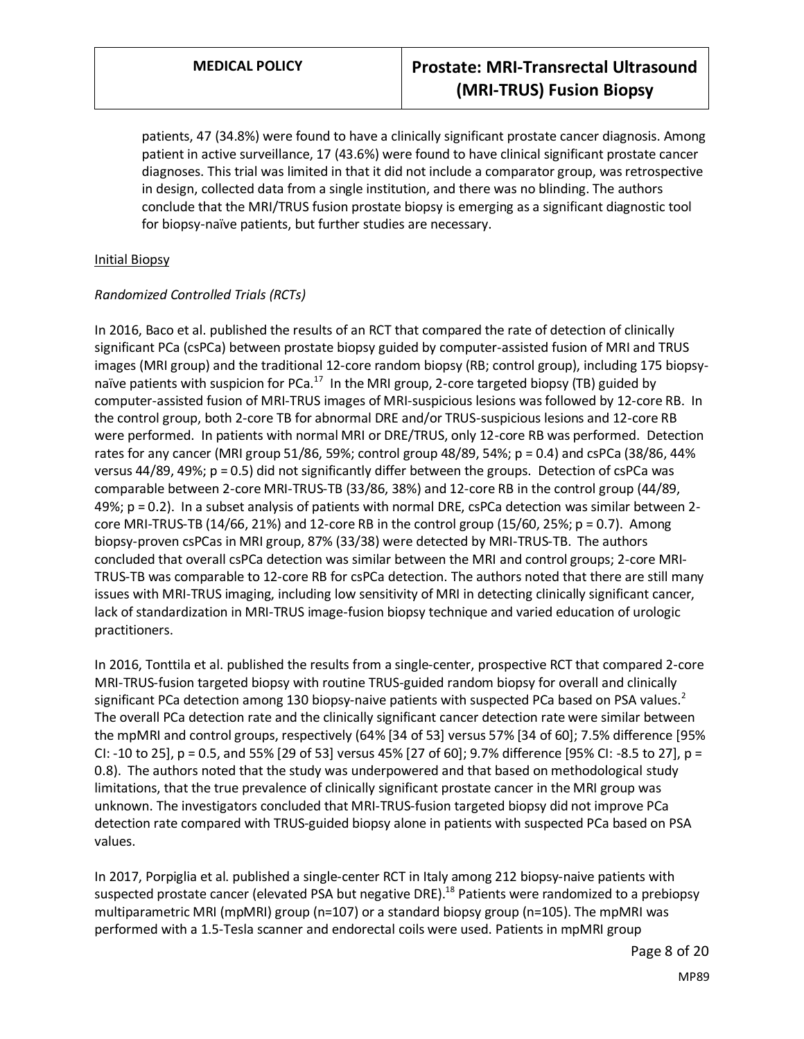patients, 47 (34.8%) were found to have a clinically significant prostate cancer diagnosis. Among patient in active surveillance, 17 (43.6%) were found to have clinical significant prostate cancer diagnoses. This trial was limited in that it did not include a comparator group, was retrospective in design, collected data from a single institution, and there was no blinding. The authors conclude that the MRI/TRUS fusion prostate biopsy is emerging as a significant diagnostic tool for biopsy-naïve patients, but further studies are necessary.

Initial Biopsy

*Randomized Controlled Trials (RCTs)*

In 2016, Baco et al. published the results of an RCT that compared the rate of detection of clinically significant PCa (csPCa) between prostate biopsy guided by computer-assisted fusion of MRI and TRUS images (MRI group) and the traditional 12-core random biopsy (RB; control group), including 175 biopsy-naïve patients with suspicion for PCa.[17] In the MRI group, 2-core targeted biopsy (TB) guided by computer-assisted fusion of MRI-TRUS images of MRI-suspicious lesions was followed by 12-core RB. In the control group, both 2-core TB for abnormal DRE and/or TRUS-suspicious lesions and 12-core RB were performed. In patients with normal MRI or DRE/TRUS, only 12-core RB was performed. Detection rates for any cancer (MRI group 51/86, 59%; control group 48/89, 54%; p = 0.4) and csPCa (38/86, 44% versus 44/89, 49%; p = 0.5) did not significantly differ between the groups. Detection of csPCa was comparable between 2-core MRI-TRUS-TB (33/86, 38%) and 12-core RB in the control group (44/89, 49%; p = 0.2). In a subset analysis of patients with normal DRE, csPCa detection was similar between 2-core MRI-TRUS-TB (14/66, 21%) and 12-core RB in the control group (15/60, 25%; p = 0.7). Among biopsy-proven csPCas in MRI group, 87% (33/38) were detected by MRI-TRUS-TB. The authors concluded that overall csPCa detection was similar between the MRI and control groups; 2-core MRI-TRUS-TB was comparable to 12-core RB for csPCa detection. The authors noted that there are still many issues with MRI-TRUS imaging, including low sensitivity of MRI in detecting clinically significant cancer, lack of standardization in MRI-TRUS image-fusion biopsy technique and varied education of urologic practitioners.

In 2016, Tonttila et al. published the results from a single-center, prospective RCT that compared 2-core MRI-TRUS-fusion targeted biopsy with routine TRUS-guided random biopsy for overall and clinically significant PCa detection among 130 biopsy-naive patients with suspected PCa based on PSA values.[2] The overall PCa detection rate and the clinically significant cancer detection rate were similar between the mpMRI and control groups, respectively (64% [34 of 53] versus 57% [34 of 60]; 7.5% difference [95% CI: -10 to 25], p = 0.5, and 55% [29 of 53] versus 45% [27 of 60]; 9.7% difference [95% CI: -8.5 to 27], p = 0.8). The authors noted that the study was underpowered and that based on methodological study limitations, that the true prevalence of clinically significant prostate cancer in the MRI group was unknown. The investigators concluded that MRI-TRUS-fusion targeted biopsy did not improve PCa detection rate compared with TRUS-guided biopsy alone in patients with suspected PCa based on PSA values.

In 2017, Porpiglia et al. published a single-center RCT in Italy among 212 biopsy-naive patients with suspected prostate cancer (elevated PSA but negative DRE).[18] Patients were randomized to a prebiopsy multiparametric MRI (mpMRI) group (n=107) or a standard biopsy group (n=105). The mpMRI was performed with a 1.5-Tesla scanner and endorectal coils were used. Patients in mpMRI group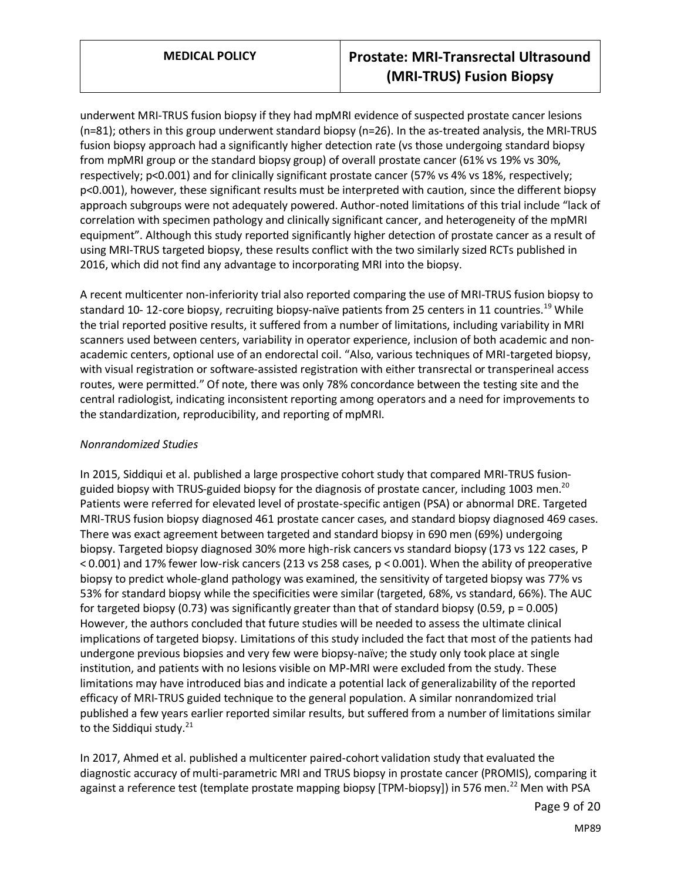underwent MRI-TRUS fusion biopsy if they had mpMRI evidence of suspected prostate cancer lesions (n=81); others in this group underwent standard biopsy (n=26). In the as-treated analysis, the MRI-TRUS fusion biopsy approach had a significantly higher detection rate (vs those undergoing standard biopsy from mpMRI group or the standard biopsy group) of overall prostate cancer (61% vs 19% vs 30%, respectively; p<0.001) and for clinically significant prostate cancer (57% vs 4% vs 18%, respectively; p<0.001), however, these significant results must be interpreted with caution, since the different biopsy approach subgroups were not adequately powered. Author-noted limitations of this trial include "lack of correlation with specimen pathology and clinically significant cancer, and heterogeneity of the mpMRI equipment". Although this study reported significantly higher detection of prostate cancer as a result of using MRI-TRUS targeted biopsy, these results conflict with the two similarly sized RCTs published in 2016, which did not find any advantage to incorporating MRI into the biopsy.

A recent multicenter non-inferiority trial also reported comparing the use of MRI-TRUS fusion biopsy to standard 10- 12-core biopsy, recruiting biopsy-naïve patients from 25 centers in 11 countries.[19] While the trial reported positive results, it suffered from a number of limitations, including variability in MRI scanners used between centers, variability in operator experience, inclusion of both academic and non-academic centers, optional use of an endorectal coil. "Also, various techniques of MRI-targeted biopsy, with visual registration or software-assisted registration with either transrectal or transperineal access routes, were permitted." Of note, there was only 78% concordance between the testing site and the central radiologist, indicating inconsistent reporting among operators and a need for improvements to the standardization, reproducibility, and reporting of mpMRI.

*Nonrandomized Studies*

In 2015, Siddiqui et al. published a large prospective cohort study that compared MRI-TRUS fusion-guided biopsy with TRUS-guided biopsy for the diagnosis of prostate cancer, including 1003 men.[20] Patients were referred for elevated level of prostate-specific antigen (PSA) or abnormal DRE. Targeted MRI-TRUS fusion biopsy diagnosed 461 prostate cancer cases, and standard biopsy diagnosed 469 cases. There was exact agreement between targeted and standard biopsy in 690 men (69%) undergoing biopsy. Targeted biopsy diagnosed 30% more high-risk cancers vs standard biopsy (173 vs 122 cases, P < 0.001) and 17% fewer low-risk cancers (213 vs 258 cases, p < 0.001). When the ability of preoperative biopsy to predict whole-gland pathology was examined, the sensitivity of targeted biopsy was 77% vs 53% for standard biopsy while the specificities were similar (targeted, 68%, vs standard, 66%). The AUC for targeted biopsy (0.73) was significantly greater than that of standard biopsy (0.59, p = 0.005) However, the authors concluded that future studies will be needed to assess the ultimate clinical implications of targeted biopsy. Limitations of this study included the fact that most of the patients had undergone previous biopsies and very few were biopsy-naïve; the study only took place at single institution, and patients with no lesions visible on MP-MRI were excluded from the study. These limitations may have introduced bias and indicate a potential lack of generalizability of the reported efficacy of MRI-TRUS guided technique to the general population. A similar nonrandomized trial published a few years earlier reported similar results, but suffered from a number of limitations similar to the Siddiqui study.[21]

In 2017, Ahmed et al. published a multicenter paired-cohort validation study that evaluated the diagnostic accuracy of multi-parametric MRI and TRUS biopsy in prostate cancer (PROMIS), comparing it against a reference test (template prostate mapping biopsy [TPM-biopsy]) in 576 men.[22] Men with PSA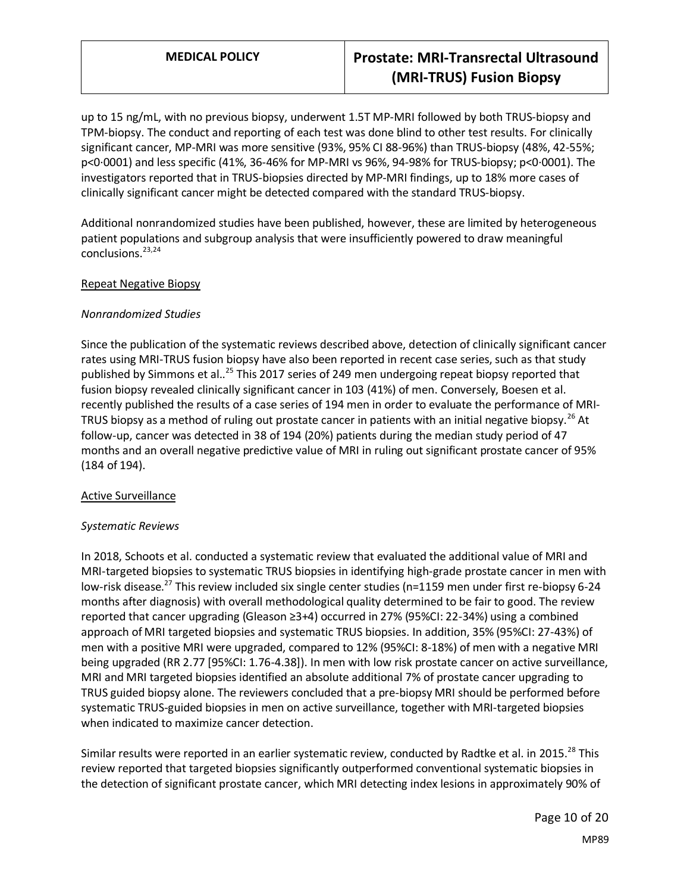up to 15 ng/mL, with no previous biopsy, underwent 1.5T MP-MRI followed by both TRUS-biopsy and TPM-biopsy. The conduct and reporting of each test was done blind to other test results. For clinically significant cancer, MP-MRI was more sensitive (93%, 95% CI 88-96%) than TRUS-biopsy (48%, 42-55%; p<0·0001) and less specific (41%, 36-46% for MP-MRI vs 96%, 94-98% for TRUS-biopsy; p<0·0001). The investigators reported that in TRUS-biopsies directed by MP-MRI findings, up to 18% more cases of clinically significant cancer might be detected compared with the standard TRUS-biopsy.

Additional nonrandomized studies have been published, however, these are limited by heterogeneous patient populations and subgroup analysis that were insufficiently powered to draw meaningful conclusions.[23,24]

<u>Repeat Negative Biopsy</u>

*Nonrandomized Studies*

Since the publication of the systematic reviews described above, detection of clinically significant cancer rates using MRI-TRUS fusion biopsy have also been reported in recent case series, such as that study published by Simmons et al..[25] This 2017 series of 249 men undergoing repeat biopsy reported that fusion biopsy revealed clinically significant cancer in 103 (41%) of men. Conversely, Boesen et al. recently published the results of a case series of 194 men in order to evaluate the performance of MRI-TRUS biopsy as a method of ruling out prostate cancer in patients with an initial negative biopsy.[26] At follow-up, cancer was detected in 38 of 194 (20%) patients during the median study period of 47 months and an overall negative predictive value of MRI in ruling out significant prostate cancer of 95% (184 of 194).

<u>Active Surveillance</u>

*Systematic Reviews*

In 2018, Schoots et al. conducted a systematic review that evaluated the additional value of MRI and MRI-targeted biopsies to systematic TRUS biopsies in identifying high-grade prostate cancer in men with low-risk disease.[27] This review included six single center studies (n=1159 men under first re-biopsy 6-24 months after diagnosis) with overall methodological quality determined to be fair to good. The review reported that cancer upgrading (Gleason ≥3+4) occurred in 27% (95%CI: 22-34%) using a combined approach of MRI targeted biopsies and systematic TRUS biopsies. In addition, 35% (95%CI: 27-43%) of men with a positive MRI were upgraded, compared to 12% (95%CI: 8-18%) of men with a negative MRI being upgraded (RR 2.77 [95%CI: 1.76-4.38]). In men with low risk prostate cancer on active surveillance, MRI and MRI targeted biopsies identified an absolute additional 7% of prostate cancer upgrading to TRUS guided biopsy alone. The reviewers concluded that a pre-biopsy MRI should be performed before systematic TRUS-guided biopsies in men on active surveillance, together with MRI-targeted biopsies when indicated to maximize cancer detection.

Similar results were reported in an earlier systematic review, conducted by Radtke et al. in 2015.[28] This review reported that targeted biopsies significantly outperformed conventional systematic biopsies in the detection of significant prostate cancer, which MRI detecting index lesions in approximately 90% of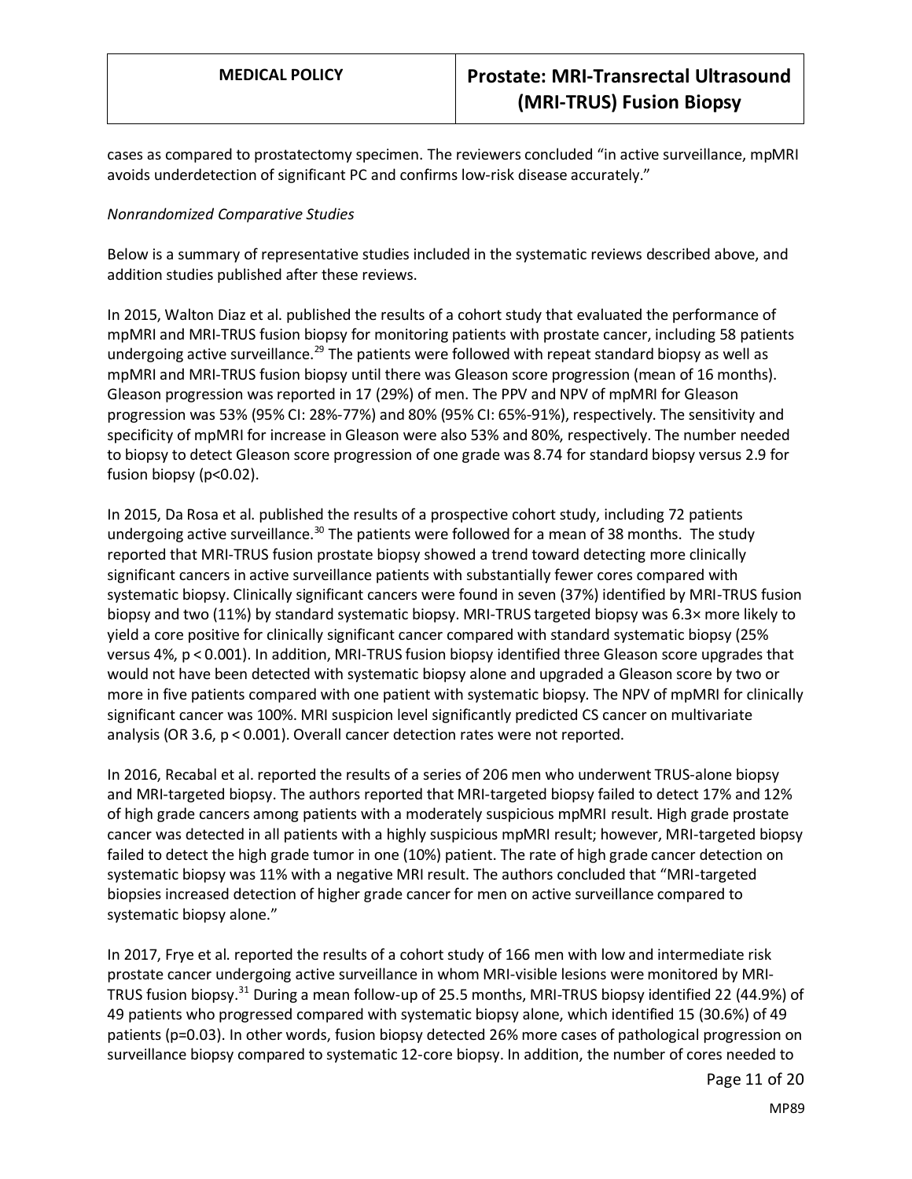cases as compared to prostatectomy specimen. The reviewers concluded "in active surveillance, mpMRI avoids underdetection of significant PC and confirms low-risk disease accurately."

*Nonrandomized Comparative Studies*

Below is a summary of representative studies included in the systematic reviews described above, and addition studies published after these reviews.

In 2015, Walton Diaz et al. published the results of a cohort study that evaluated the performance of mpMRI and MRI-TRUS fusion biopsy for monitoring patients with prostate cancer, including 58 patients undergoing active surveillance.[29] The patients were followed with repeat standard biopsy as well as mpMRI and MRI-TRUS fusion biopsy until there was Gleason score progression (mean of 16 months). Gleason progression was reported in 17 (29%) of men. The PPV and NPV of mpMRI for Gleason progression was 53% (95% CI: 28%-77%) and 80% (95% CI: 65%-91%), respectively. The sensitivity and specificity of mpMRI for increase in Gleason were also 53% and 80%, respectively. The number needed to biopsy to detect Gleason score progression of one grade was 8.74 for standard biopsy versus 2.9 for fusion biopsy ($p<0.02$).

In 2015, Da Rosa et al. published the results of a prospective cohort study, including 72 patients undergoing active surveillance.[30] The patients were followed for a mean of 38 months. The study reported that MRI-TRUS fusion prostate biopsy showed a trend toward detecting more clinically significant cancers in active surveillance patients with substantially fewer cores compared with systematic biopsy. Clinically significant cancers were found in seven (37%) identified by MRI-TRUS fusion biopsy and two (11%) by standard systematic biopsy. MRI-TRUS targeted biopsy was 6.3× more likely to yield a core positive for clinically significant cancer compared with standard systematic biopsy (25% versus 4%, $p < 0.001$). In addition, MRI-TRUS fusion biopsy identified three Gleason score upgrades that would not have been detected with systematic biopsy alone and upgraded a Gleason score by two or more in five patients compared with one patient with systematic biopsy. The NPV of mpMRI for clinically significant cancer was 100%. MRI suspicion level significantly predicted CS cancer on multivariate analysis (OR 3.6, $p < 0.001$). Overall cancer detection rates were not reported.

In 2016, Recabal et al. reported the results of a series of 206 men who underwent TRUS-alone biopsy and MRI-targeted biopsy. The authors reported that MRI-targeted biopsy failed to detect 17% and 12% of high grade cancers among patients with a moderately suspicious mpMRI result. High grade prostate cancer was detected in all patients with a highly suspicious mpMRI result; however, MRI-targeted biopsy failed to detect the high grade tumor in one (10%) patient. The rate of high grade cancer detection on systematic biopsy was 11% with a negative MRI result. The authors concluded that "MRI-targeted biopsies increased detection of higher grade cancer for men on active surveillance compared to systematic biopsy alone."

In 2017, Frye et al. reported the results of a cohort study of 166 men with low and intermediate risk prostate cancer undergoing active surveillance in whom MRI-visible lesions were monitored by MRI-TRUS fusion biopsy.[31] During a mean follow-up of 25.5 months, MRI-TRUS biopsy identified 22 (44.9%) of 49 patients who progressed compared with systematic biopsy alone, which identified 15 (30.6%) of 49 patients ($p=0.03$). In other words, fusion biopsy detected 26% more cases of pathological progression on surveillance biopsy compared to systematic 12-core biopsy. In addition, the number of cores needed to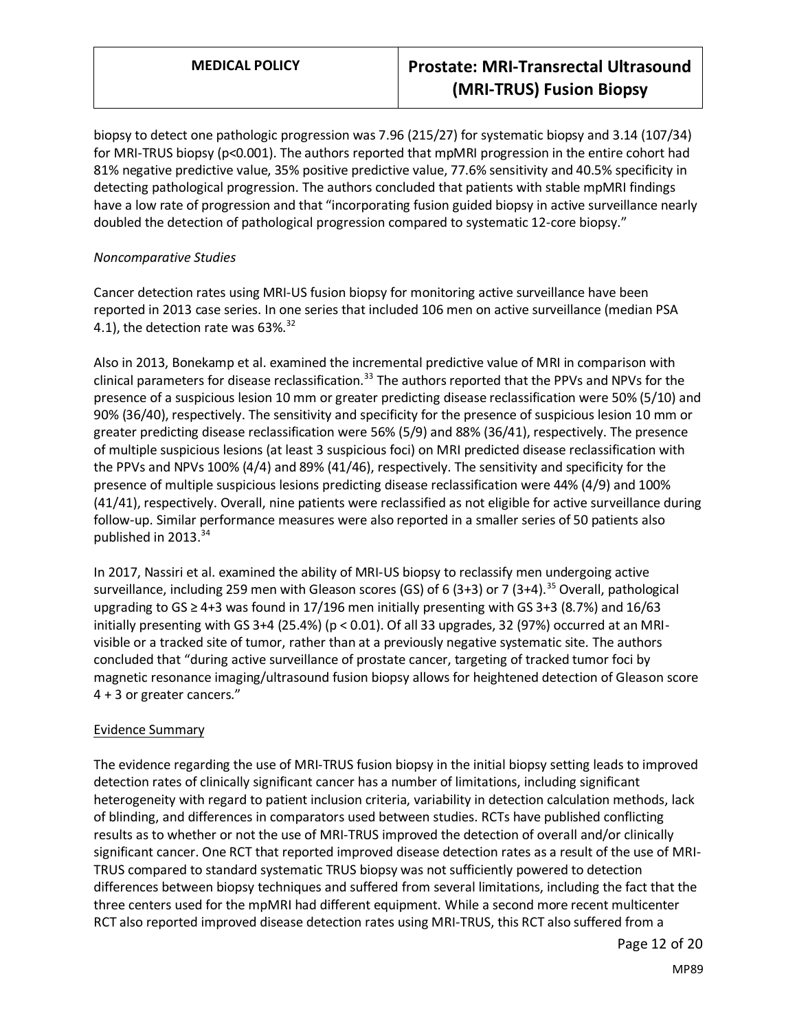biopsy to detect one pathologic progression was 7.96 (215/27) for systematic biopsy and 3.14 (107/34) for MRI-TRUS biopsy (p<0.001). The authors reported that mpMRI progression in the entire cohort had 81% negative predictive value, 35% positive predictive value, 77.6% sensitivity and 40.5% specificity in detecting pathological progression. The authors concluded that patients with stable mpMRI findings have a low rate of progression and that "incorporating fusion guided biopsy in active surveillance nearly doubled the detection of pathological progression compared to systematic 12-core biopsy."

*Noncomparative Studies*

Cancer detection rates using MRI-US fusion biopsy for monitoring active surveillance have been reported in 2013 case series. In one series that included 106 men on active surveillance (median PSA 4.1), the detection rate was 63%.[32]

Also in 2013, Bonekamp et al. examined the incremental predictive value of MRI in comparison with clinical parameters for disease reclassification.[33] The authors reported that the PPVs and NPVs for the presence of a suspicious lesion 10 mm or greater predicting disease reclassification were 50% (5/10) and 90% (36/40), respectively. The sensitivity and specificity for the presence of suspicious lesion 10 mm or greater predicting disease reclassification were 56% (5/9) and 88% (36/41), respectively. The presence of multiple suspicious lesions (at least 3 suspicious foci) on MRI predicted disease reclassification with the PPVs and NPVs 100% (4/4) and 89% (41/46), respectively. The sensitivity and specificity for the presence of multiple suspicious lesions predicting disease reclassification were 44% (4/9) and 100% (41/41), respectively. Overall, nine patients were reclassified as not eligible for active surveillance during follow-up. Similar performance measures were also reported in a smaller series of 50 patients also published in 2013.[34]

In 2017, Nassiri et al. examined the ability of MRI-US biopsy to reclassify men undergoing active surveillance, including 259 men with Gleason scores (GS) of 6 (3+3) or 7 (3+4).[35] Overall, pathological upgrading to GS ≥ 4+3 was found in 17/196 men initially presenting with GS 3+3 (8.7%) and 16/63 initially presenting with GS 3+4 (25.4%) ($p < 0.01$). Of all 33 upgrades, 32 (97%) occurred at an MRI-visible or a tracked site of tumor, rather than at a previously negative systematic site. The authors concluded that "during active surveillance of prostate cancer, targeting of tracked tumor foci by magnetic resonance imaging/ultrasound fusion biopsy allows for heightened detection of Gleason score 4 + 3 or greater cancers."

<u>Evidence Summary</u>

The evidence regarding the use of MRI-TRUS fusion biopsy in the initial biopsy setting leads to improved detection rates of clinically significant cancer has a number of limitations, including significant heterogeneity with regard to patient inclusion criteria, variability in detection calculation methods, lack of blinding, and differences in comparators used between studies. RCTs have published conflicting results as to whether or not the use of MRI-TRUS improved the detection of overall and/or clinically significant cancer. One RCT that reported improved disease detection rates as a result of the use of MRI-TRUS compared to standard systematic TRUS biopsy was not sufficiently powered to detection differences between biopsy techniques and suffered from several limitations, including the fact that the three centers used for the mpMRI had different equipment. While a second more recent multicenter RCT also reported improved disease detection rates using MRI-TRUS, this RCT also suffered from a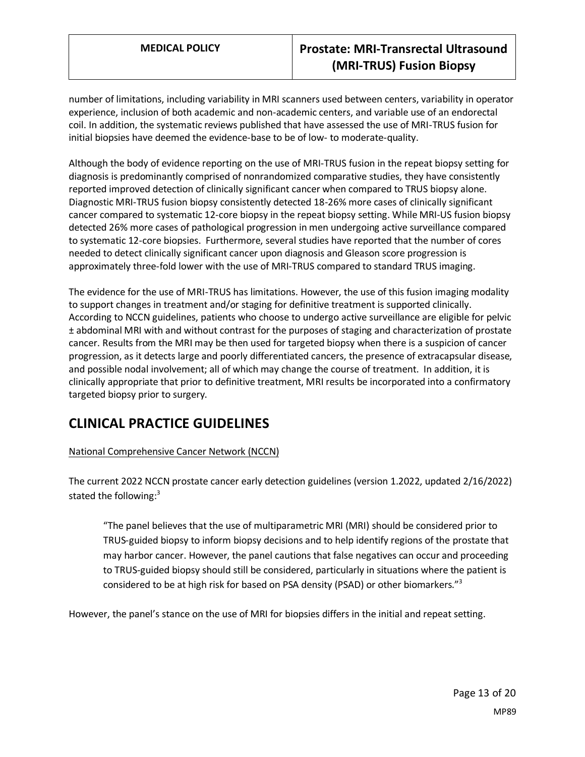number of limitations, including variability in MRI scanners used between centers, variability in operator experience, inclusion of both academic and non-academic centers, and variable use of an endorectal coil. In addition, the systematic reviews published that have assessed the use of MRI-TRUS fusion for initial biopsies have deemed the evidence-base to be of low- to moderate-quality.

Although the body of evidence reporting on the use of MRI-TRUS fusion in the repeat biopsy setting for diagnosis is predominantly comprised of nonrandomized comparative studies, they have consistently reported improved detection of clinically significant cancer when compared to TRUS biopsy alone. Diagnostic MRI-TRUS fusion biopsy consistently detected 18-26% more cases of clinically significant cancer compared to systematic 12-core biopsy in the repeat biopsy setting. While MRI-US fusion biopsy detected 26% more cases of pathological progression in men undergoing active surveillance compared to systematic 12-core biopsies. Furthermore, several studies have reported that the number of cores needed to detect clinically significant cancer upon diagnosis and Gleason score progression is approximately three-fold lower with the use of MRI-TRUS compared to standard TRUS imaging.

The evidence for the use of MRI-TRUS has limitations. However, the use of this fusion imaging modality to support changes in treatment and/or staging for definitive treatment is supported clinically. According to NCCN guidelines, patients who choose to undergo active surveillance are eligible for pelvic ± abdominal MRI with and without contrast for the purposes of staging and characterization of prostate cancer. Results from the MRI may be then used for targeted biopsy when there is a suspicion of cancer progression, as it detects large and poorly differentiated cancers, the presence of extracapsular disease, and possible nodal involvement; all of which may change the course of treatment. In addition, it is clinically appropriate that prior to definitive treatment, MRI results be incorporated into a confirmatory targeted biopsy prior to surgery.

# CLINICAL PRACTICE GUIDELINES

National Comprehensive Cancer Network (NCCN)

The current 2022 NCCN prostate cancer early detection guidelines (version 1.2022, updated 2/16/2022) stated the following:[3]

> "The panel believes that the use of multiparametric MRI (MRI) should be considered prior to TRUS-guided biopsy to inform biopsy decisions and to help identify regions of the prostate that may harbor cancer. However, the panel cautions that false negatives can occur and proceeding to TRUS-guided biopsy should still be considered, particularly in situations where the patient is considered to be at high risk for based on PSA density (PSAD) or other biomarkers."[3]

However, the panel's stance on the use of MRI for biopsies differs in the initial and repeat setting.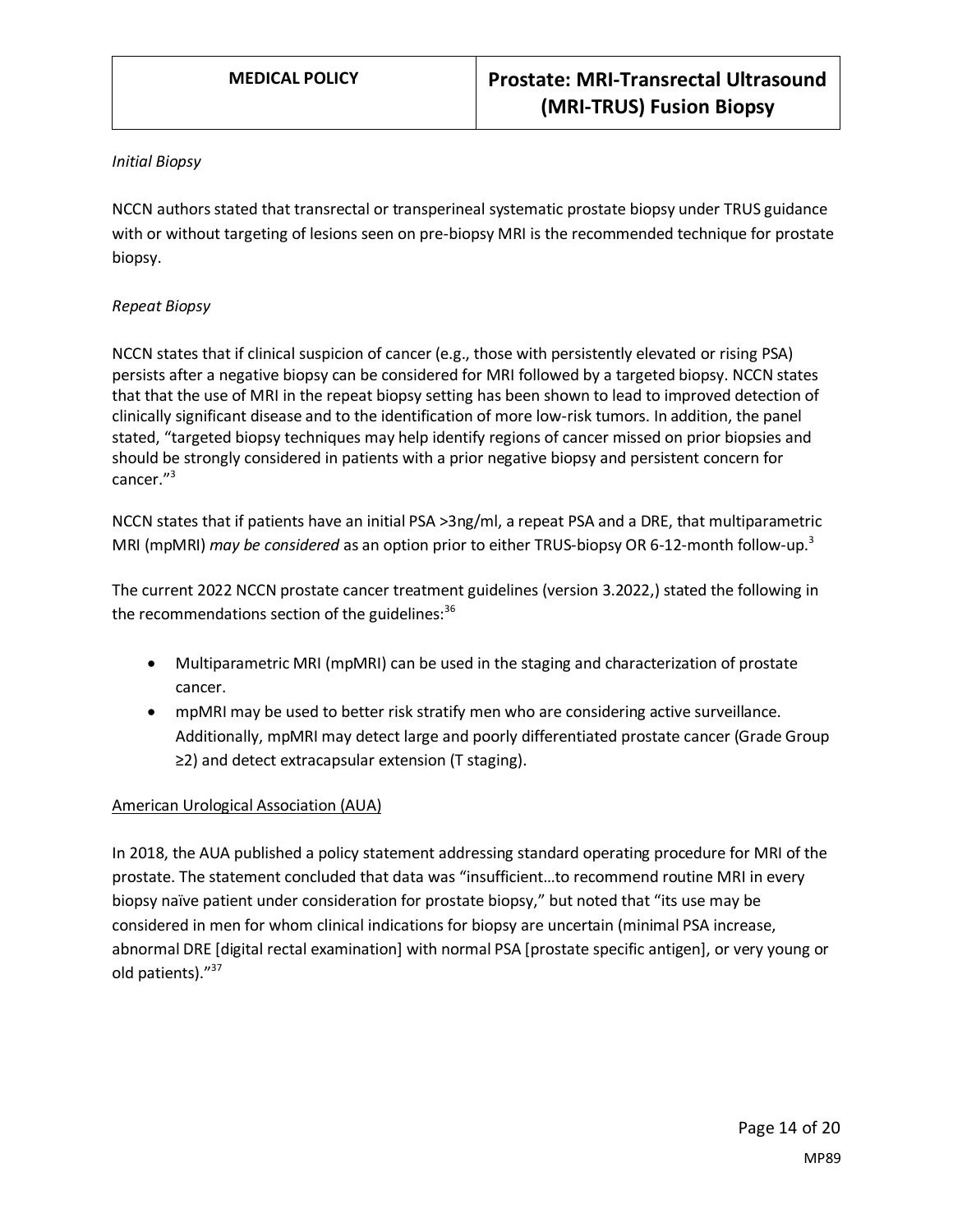*Initial Biopsy*

NCCN authors stated that transrectal or transperineal systematic prostate biopsy under TRUS guidance with or without targeting of lesions seen on pre-biopsy MRI is the recommended technique for prostate biopsy.

*Repeat Biopsy*

NCCN states that if clinical suspicion of cancer (e.g., those with persistently elevated or rising PSA) persists after a negative biopsy can be considered for MRI followed by a targeted biopsy. NCCN states that that the use of MRI in the repeat biopsy setting has been shown to lead to improved detection of clinically significant disease and to the identification of more low-risk tumors. In addition, the panel stated, "targeted biopsy techniques may help identify regions of cancer missed on prior biopsies and should be strongly considered in patients with a prior negative biopsy and persistent concern for cancer."[3]

NCCN states that if patients have an initial PSA >3ng/ml, a repeat PSA and a DRE, that multiparametric MRI (mpMRI) *may be considered* as an option prior to either TRUS-biopsy OR 6-12-month follow-up.[3]

The current 2022 NCCN prostate cancer treatment guidelines (version 3.2022,) stated the following in the recommendations section of the guidelines:[36]

- Multiparametric MRI (mpMRI) can be used in the staging and characterization of prostate cancer.
- mpMRI may be used to better risk stratify men who are considering active surveillance. Additionally, mpMRI may detect large and poorly differentiated prostate cancer (Grade Group ≥2) and detect extracapsular extension (T staging).

<u>American Urological Association (AUA)</u>

In 2018, the AUA published a policy statement addressing standard operating procedure for MRI of the prostate. The statement concluded that data was "insufficient…to recommend routine MRI in every biopsy naïve patient under consideration for prostate biopsy," but noted that "its use may be considered in men for whom clinical indications for biopsy are uncertain (minimal PSA increase, abnormal DRE [digital rectal examination] with normal PSA [prostate specific antigen], or very young or old patients)."[37]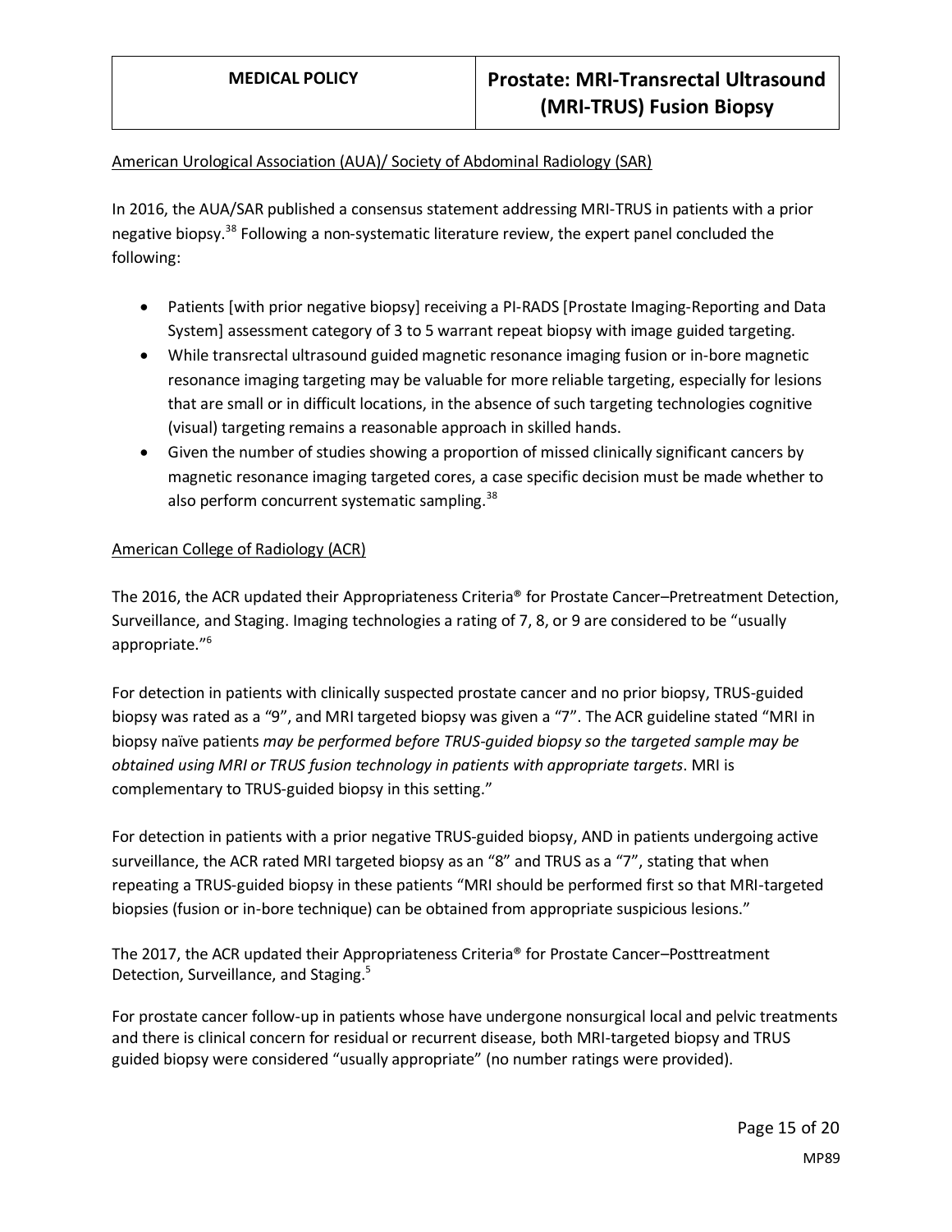American Urological Association (AUA)/ Society of Abdominal Radiology (SAR)

In 2016, the AUA/SAR published a consensus statement addressing MRI-TRUS in patients with a prior negative biopsy.[38] Following a non-systematic literature review, the expert panel concluded the following:

- Patients [with prior negative biopsy] receiving a PI-RADS [Prostate Imaging-Reporting and Data System] assessment category of 3 to 5 warrant repeat biopsy with image guided targeting.
- While transrectal ultrasound guided magnetic resonance imaging fusion or in-bore magnetic resonance imaging targeting may be valuable for more reliable targeting, especially for lesions that are small or in difficult locations, in the absence of such targeting technologies cognitive (visual) targeting remains a reasonable approach in skilled hands.
- Given the number of studies showing a proportion of missed clinically significant cancers by magnetic resonance imaging targeted cores, a case specific decision must be made whether to also perform concurrent systematic sampling.[38]

American College of Radiology (ACR)

The 2016, the ACR updated their Appropriateness Criteria® for Prostate Cancer–Pretreatment Detection, Surveillance, and Staging. Imaging technologies a rating of 7, 8, or 9 are considered to be "usually appropriate."[6]

For detection in patients with clinically suspected prostate cancer and no prior biopsy, TRUS-guided biopsy was rated as a "9", and MRI targeted biopsy was given a "7". The ACR guideline stated "MRI in biopsy naïve patients *may be performed before TRUS-guided biopsy so the targeted sample may be obtained using MRI or TRUS fusion technology in patients with appropriate targets*. MRI is complementary to TRUS-guided biopsy in this setting."

For detection in patients with a prior negative TRUS-guided biopsy, AND in patients undergoing active surveillance, the ACR rated MRI targeted biopsy as an "8" and TRUS as a "7", stating that when repeating a TRUS-guided biopsy in these patients "MRI should be performed first so that MRI-targeted biopsies (fusion or in-bore technique) can be obtained from appropriate suspicious lesions."

The 2017, the ACR updated their Appropriateness Criteria® for Prostate Cancer–Posttreatment Detection, Surveillance, and Staging.[5]

For prostate cancer follow-up in patients whose have undergone nonsurgical local and pelvic treatments and there is clinical concern for residual or recurrent disease, both MRI-targeted biopsy and TRUS guided biopsy were considered "usually appropriate" (no number ratings were provided).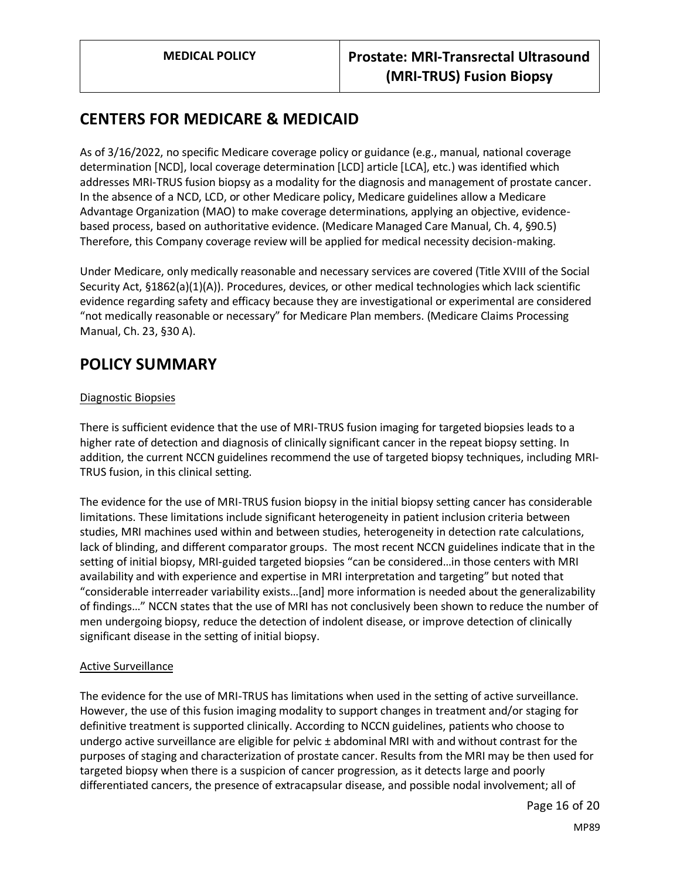## CENTERS FOR MEDICARE & MEDICAID

As of 3/16/2022, no specific Medicare coverage policy or guidance (e.g., manual, national coverage determination [NCD], local coverage determination [LCD] article [LCA], etc.) was identified which addresses MRI-TRUS fusion biopsy as a modality for the diagnosis and management of prostate cancer. In the absence of a NCD, LCD, or other Medicare policy, Medicare guidelines allow a Medicare Advantage Organization (MAO) to make coverage determinations, applying an objective, evidence-based process, based on authoritative evidence. (Medicare Managed Care Manual, Ch. 4, §90.5) Therefore, this Company coverage review will be applied for medical necessity decision-making.

Under Medicare, only medically reasonable and necessary services are covered (Title XVIII of the Social Security Act, §1862(a)(1)(A)). Procedures, devices, or other medical technologies which lack scientific evidence regarding safety and efficacy because they are investigational or experimental are considered "not medically reasonable or necessary" for Medicare Plan members. (Medicare Claims Processing Manual, Ch. 23, §30 A).

## POLICY SUMMARY

Diagnostic Biopsies

There is sufficient evidence that the use of MRI-TRUS fusion imaging for targeted biopsies leads to a higher rate of detection and diagnosis of clinically significant cancer in the repeat biopsy setting. In addition, the current NCCN guidelines recommend the use of targeted biopsy techniques, including MRI-TRUS fusion, in this clinical setting.

The evidence for the use of MRI-TRUS fusion biopsy in the initial biopsy setting cancer has considerable limitations. These limitations include significant heterogeneity in patient inclusion criteria between studies, MRI machines used within and between studies, heterogeneity in detection rate calculations, lack of blinding, and different comparator groups. The most recent NCCN guidelines indicate that in the setting of initial biopsy, MRI-guided targeted biopsies "can be considered…in those centers with MRI availability and with experience and expertise in MRI interpretation and targeting" but noted that "considerable interreader variability exists…[and] more information is needed about the generalizability of findings…" NCCN states that the use of MRI has not conclusively been shown to reduce the number of men undergoing biopsy, reduce the detection of indolent disease, or improve detection of clinically significant disease in the setting of initial biopsy.

Active Surveillance

The evidence for the use of MRI-TRUS has limitations when used in the setting of active surveillance. However, the use of this fusion imaging modality to support changes in treatment and/or staging for definitive treatment is supported clinically. According to NCCN guidelines, patients who choose to undergo active surveillance are eligible for pelvic ± abdominal MRI with and without contrast for the purposes of staging and characterization of prostate cancer. Results from the MRI may be then used for targeted biopsy when there is a suspicion of cancer progression, as it detects large and poorly differentiated cancers, the presence of extracapsular disease, and possible nodal involvement; all of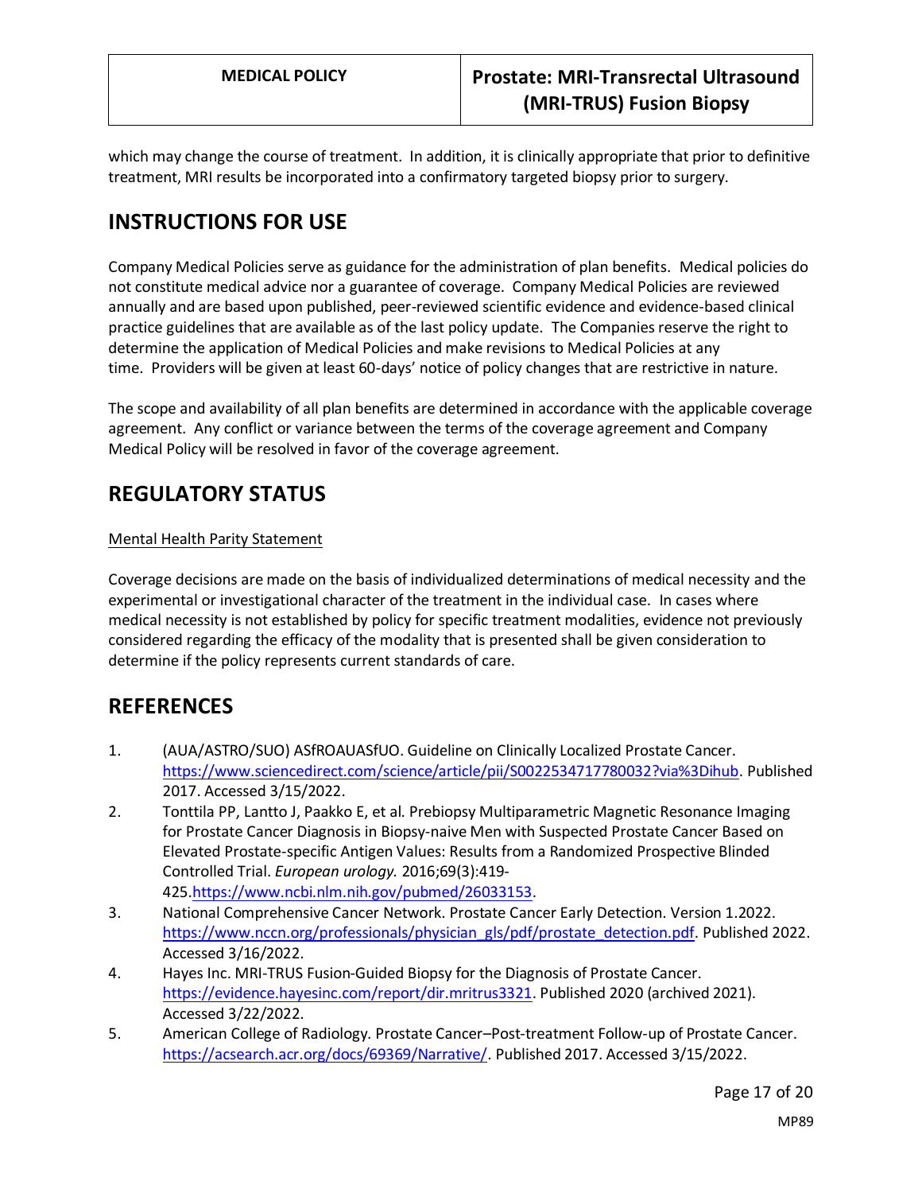which may change the course of treatment. In addition, it is clinically appropriate that prior to definitive treatment, MRI results be incorporated into a confirmatory targeted biopsy prior to surgery.

## INSTRUCTIONS FOR USE

Company Medical Policies serve as guidance for the administration of plan benefits. Medical policies do not constitute medical advice nor a guarantee of coverage. Company Medical Policies are reviewed annually and are based upon published, peer-reviewed scientific evidence and evidence-based clinical practice guidelines that are available as of the last policy update. The Companies reserve the right to determine the application of Medical Policies and make revisions to Medical Policies at any time. Providers will be given at least 60-days' notice of policy changes that are restrictive in nature.

The scope and availability of all plan benefits are determined in accordance with the applicable coverage agreement. Any conflict or variance between the terms of the coverage agreement and Company Medical Policy will be resolved in favor of the coverage agreement.

## REGULATORY STATUS

Mental Health Parity Statement

Coverage decisions are made on the basis of individualized determinations of medical necessity and the experimental or investigational character of the treatment in the individual case. In cases where medical necessity is not established by policy for specific treatment modalities, evidence not previously considered regarding the efficacy of the modality that is presented shall be given consideration to determine if the policy represents current standards of care.

## REFERENCES

1. (AUA/ASTRO/SUO) ASfROAUASfUO. Guideline on Clinically Localized Prostate Cancer. https://www.sciencedirect.com/science/article/pii/S0022534717780032?via%3Dihub. Published 2017. Accessed 3/15/2022.
2. Tonttila PP, Lantto J, Paakko E, et al. Prebiopsy Multiparametric Magnetic Resonance Imaging for Prostate Cancer Diagnosis in Biopsy-naive Men with Suspected Prostate Cancer Based on Elevated Prostate-specific Antigen Values: Results from a Randomized Prospective Blinded Controlled Trial. *European urology.* 2016;69(3):419-425.https://www.ncbi.nlm.nih.gov/pubmed/26033153.
3. National Comprehensive Cancer Network. Prostate Cancer Early Detection. Version 1.2022. https://www.nccn.org/professionals/physician_gls/pdf/prostate_detection.pdf. Published 2022. Accessed 3/16/2022.
4. Hayes Inc. MRI-TRUS Fusion-Guided Biopsy for the Diagnosis of Prostate Cancer. https://evidence.hayesinc.com/report/dir.mritrus3321. Published 2020 (archived 2021). Accessed 3/22/2022.
5. American College of Radiology. Prostate Cancer–Post-treatment Follow-up of Prostate Cancer. https://acsearch.acr.org/docs/69369/Narrative/. Published 2017. Accessed 3/15/2022.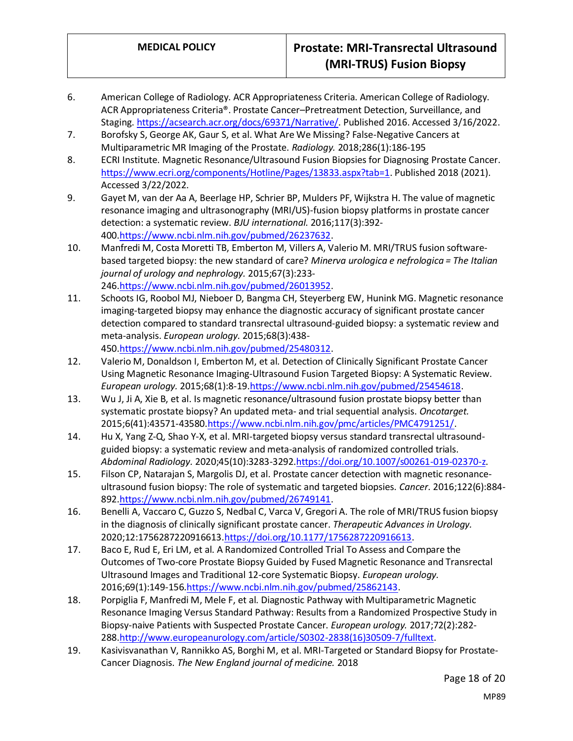6. American College of Radiology. ACR Appropriateness Criteria. American College of Radiology. ACR Appropriateness Criteria®. Prostate Cancer–Pretreatment Detection, Surveillance, and Staging. https://acsearch.acr.org/docs/69371/Narrative/. Published 2016. Accessed 3/16/2022.
7. Borofsky S, George AK, Gaur S, et al. What Are We Missing? False-Negative Cancers at Multiparametric MR Imaging of the Prostate. *Radiology.* 2018;286(1):186-195
8. ECRI Institute. Magnetic Resonance/Ultrasound Fusion Biopsies for Diagnosing Prostate Cancer. https://www.ecri.org/components/Hotline/Pages/13833.aspx?tab=1. Published 2018 (2021). Accessed 3/22/2022.
9. Gayet M, van der Aa A, Beerlage HP, Schrier BP, Mulders PF, Wijkstra H. The value of magnetic resonance imaging and ultrasonography (MRI/US)-fusion biopsy platforms in prostate cancer detection: a systematic review. *BJU international.* 2016;117(3):392-400.https://www.ncbi.nlm.nih.gov/pubmed/26237632.
10. Manfredi M, Costa Moretti TB, Emberton M, Villers A, Valerio M. MRI/TRUS fusion software-based targeted biopsy: the new standard of care? *Minerva urologica e nefrologica = The Italian journal of urology and nephrology.* 2015;67(3):233-246.https://www.ncbi.nlm.nih.gov/pubmed/26013952.
11. Schoots IG, Roobol MJ, Nieboer D, Bangma CH, Steyerberg EW, Hunink MG. Magnetic resonance imaging-targeted biopsy may enhance the diagnostic accuracy of significant prostate cancer detection compared to standard transrectal ultrasound-guided biopsy: a systematic review and meta-analysis. *European urology.* 2015;68(3):438-450.https://www.ncbi.nlm.nih.gov/pubmed/25480312.
12. Valerio M, Donaldson I, Emberton M, et al. Detection of Clinically Significant Prostate Cancer Using Magnetic Resonance Imaging-Ultrasound Fusion Targeted Biopsy: A Systematic Review. *European urology.* 2015;68(1):8-19.https://www.ncbi.nlm.nih.gov/pubmed/25454618.
13. Wu J, Ji A, Xie B, et al. Is magnetic resonance/ultrasound fusion prostate biopsy better than systematic prostate biopsy? An updated meta- and trial sequential analysis. *Oncotarget.* 2015;6(41):43571-43580.https://www.ncbi.nlm.nih.gov/pmc/articles/PMC4791251/.
14. Hu X, Yang Z-Q, Shao Y-X, et al. MRI-targeted biopsy versus standard transrectal ultrasound-guided biopsy: a systematic review and meta-analysis of randomized controlled trials. *Abdominal Radiology.* 2020;45(10):3283-3292.https://doi.org/10.1007/s00261-019-02370-z.
15. Filson CP, Natarajan S, Margolis DJ, et al. Prostate cancer detection with magnetic resonance-ultrasound fusion biopsy: The role of systematic and targeted biopsies. *Cancer.* 2016;122(6):884-892.https://www.ncbi.nlm.nih.gov/pubmed/26749141.
16. Benelli A, Vaccaro C, Guzzo S, Nedbal C, Varca V, Gregori A. The role of MRI/TRUS fusion biopsy in the diagnosis of clinically significant prostate cancer. *Therapeutic Advances in Urology.* 2020;12:1756287220916613.https://doi.org/10.1177/1756287220916613.
17. Baco E, Rud E, Eri LM, et al. A Randomized Controlled Trial To Assess and Compare the Outcomes of Two-core Prostate Biopsy Guided by Fused Magnetic Resonance and Transrectal Ultrasound Images and Traditional 12-core Systematic Biopsy. *European urology.* 2016;69(1):149-156.https://www.ncbi.nlm.nih.gov/pubmed/25862143.
18. Porpiglia F, Manfredi M, Mele F, et al. Diagnostic Pathway with Multiparametric Magnetic Resonance Imaging Versus Standard Pathway: Results from a Randomized Prospective Study in Biopsy-naive Patients with Suspected Prostate Cancer. *European urology.* 2017;72(2):282-288.http://www.europeanurology.com/article/S0302-2838(16)30509-7/fulltext.
19. Kasivisvanathan V, Rannikko AS, Borghi M, et al. MRI-Targeted or Standard Biopsy for Prostate-Cancer Diagnosis. *The New England journal of medicine.* 2018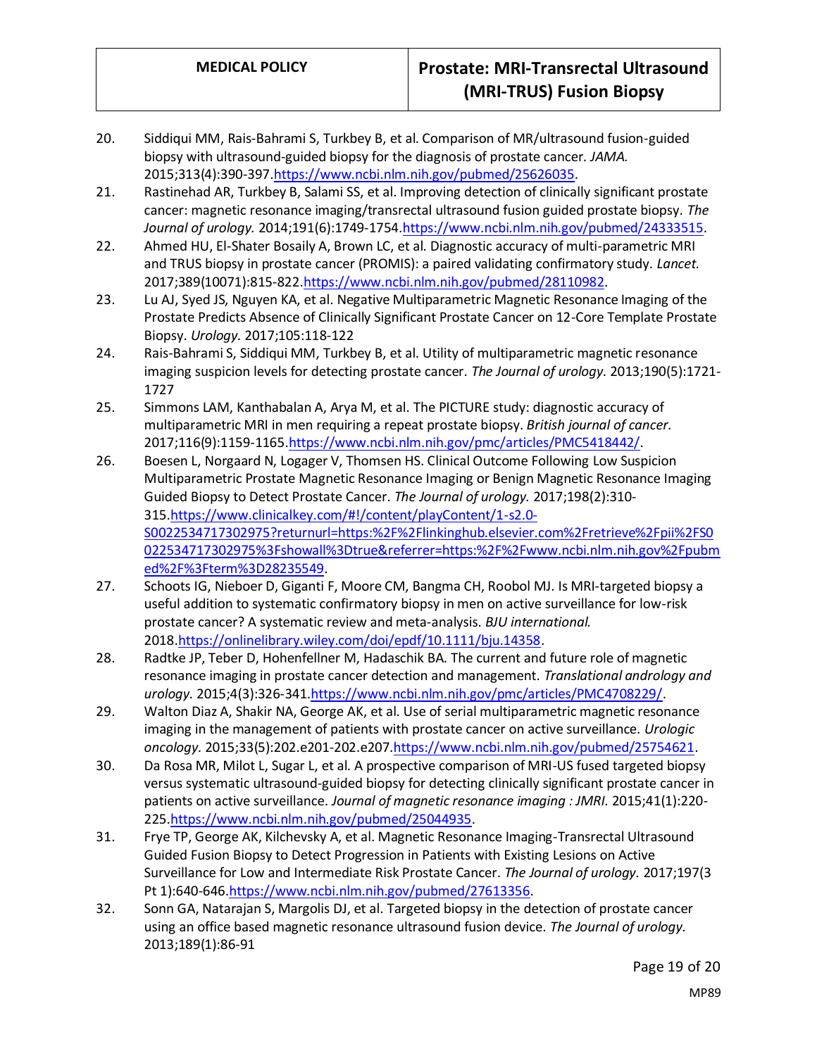20. Siddiqui MM, Rais-Bahrami S, Turkbey B, et al. Comparison of MR/ultrasound fusion-guided biopsy with ultrasound-guided biopsy for the diagnosis of prostate cancer. *JAMA.* 2015;313(4):390-397.https://www.ncbi.nlm.nih.gov/pubmed/25626035.
21. Rastinehad AR, Turkbey B, Salami SS, et al. Improving detection of clinically significant prostate cancer: magnetic resonance imaging/transrectal ultrasound fusion guided prostate biopsy. *The Journal of urology.* 2014;191(6):1749-1754.https://www.ncbi.nlm.nih.gov/pubmed/24333515.
22. Ahmed HU, El-Shater Bosaily A, Brown LC, et al. Diagnostic accuracy of multi-parametric MRI and TRUS biopsy in prostate cancer (PROMIS): a paired validating confirmatory study. *Lancet.* 2017;389(10071):815-822.https://www.ncbi.nlm.nih.gov/pubmed/28110982.
23. Lu AJ, Syed JS, Nguyen KA, et al. Negative Multiparametric Magnetic Resonance Imaging of the Prostate Predicts Absence of Clinically Significant Prostate Cancer on 12-Core Template Prostate Biopsy. *Urology.* 2017;105:118-122
24. Rais-Bahrami S, Siddiqui MM, Turkbey B, et al. Utility of multiparametric magnetic resonance imaging suspicion levels for detecting prostate cancer. *The Journal of urology.* 2013;190(5):1721-1727
25. Simmons LAM, Kanthabalan A, Arya M, et al. The PICTURE study: diagnostic accuracy of multiparametric MRI in men requiring a repeat prostate biopsy. *British journal of cancer.* 2017;116(9):1159-1165.https://www.ncbi.nlm.nih.gov/pmc/articles/PMC5418442/.
26. Boesen L, Norgaard N, Logager V, Thomsen HS. Clinical Outcome Following Low Suspicion Multiparametric Prostate Magnetic Resonance Imaging or Benign Magnetic Resonance Imaging Guided Biopsy to Detect Prostate Cancer. *The Journal of urology.* 2017;198(2):310-315.https://www.clinicalkey.com/#!/content/playContent/1-s2.0-S0022534717302975?returnurl=https:%2F%2Flinkinghub.elsevier.com%2Fretrieve%2Fpii%2FS0022534717302975%3Fshowall%3Dtrue&referrer=https:%2F%2Fwww.ncbi.nlm.nih.gov%2Fpubmed%2F%3Fterm%3D28235549.
27. Schoots IG, Nieboer D, Giganti F, Moore CM, Bangma CH, Roobol MJ. Is MRI-targeted biopsy a useful addition to systematic confirmatory biopsy in men on active surveillance for low-risk prostate cancer? A systematic review and meta-analysis. *BJU international.* 2018.https://onlinelibrary.wiley.com/doi/epdf/10.1111/bju.14358.
28. Radtke JP, Teber D, Hohenfellner M, Hadaschik BA. The current and future role of magnetic resonance imaging in prostate cancer detection and management. *Translational andrology and urology.* 2015;4(3):326-341.https://www.ncbi.nlm.nih.gov/pmc/articles/PMC4708229/.
29. Walton Diaz A, Shakir NA, George AK, et al. Use of serial multiparametric magnetic resonance imaging in the management of patients with prostate cancer on active surveillance. *Urologic oncology.* 2015;33(5):202.e201-202.e207.https://www.ncbi.nlm.nih.gov/pubmed/25754621.
30. Da Rosa MR, Milot L, Sugar L, et al. A prospective comparison of MRI-US fused targeted biopsy versus systematic ultrasound-guided biopsy for detecting clinically significant prostate cancer in patients on active surveillance. *Journal of magnetic resonance imaging : JMRI.* 2015;41(1):220-225.https://www.ncbi.nlm.nih.gov/pubmed/25044935.
31. Frye TP, George AK, Kilchevsky A, et al. Magnetic Resonance Imaging-Transrectal Ultrasound Guided Fusion Biopsy to Detect Progression in Patients with Existing Lesions on Active Surveillance for Low and Intermediate Risk Prostate Cancer. *The Journal of urology.* 2017;197(3 Pt 1):640-646.https://www.ncbi.nlm.nih.gov/pubmed/27613356.
32. Sonn GA, Natarajan S, Margolis DJ, et al. Targeted biopsy in the detection of prostate cancer using an office based magnetic resonance ultrasound fusion device. *The Journal of urology.* 2013;189(1):86-91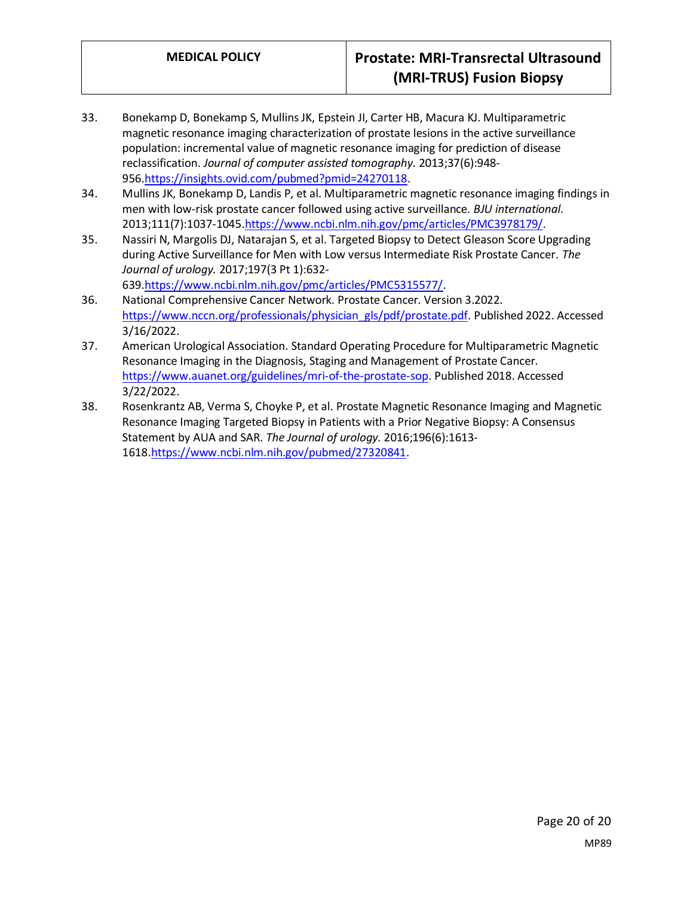33. Bonekamp D, Bonekamp S, Mullins JK, Epstein JI, Carter HB, Macura KJ. Multiparametric magnetic resonance imaging characterization of prostate lesions in the active surveillance population: incremental value of magnetic resonance imaging for prediction of disease reclassification. *Journal of computer assisted tomography.* 2013;37(6):948-956.https://insights.ovid.com/pubmed?pmid=24270118.
34. Mullins JK, Bonekamp D, Landis P, et al. Multiparametric magnetic resonance imaging findings in men with low-risk prostate cancer followed using active surveillance. *BJU international.* 2013;111(7):1037-1045.https://www.ncbi.nlm.nih.gov/pmc/articles/PMC3978179/.
35. Nassiri N, Margolis DJ, Natarajan S, et al. Targeted Biopsy to Detect Gleason Score Upgrading during Active Surveillance for Men with Low versus Intermediate Risk Prostate Cancer. *The Journal of urology.* 2017;197(3 Pt 1):632-639.https://www.ncbi.nlm.nih.gov/pmc/articles/PMC5315577/.
36. National Comprehensive Cancer Network. Prostate Cancer. Version 3.2022. https://www.nccn.org/professionals/physician_gls/pdf/prostate.pdf. Published 2022. Accessed 3/16/2022.
37. American Urological Association. Standard Operating Procedure for Multiparametric Magnetic Resonance Imaging in the Diagnosis, Staging and Management of Prostate Cancer. https://www.auanet.org/guidelines/mri-of-the-prostate-sop. Published 2018. Accessed 3/22/2022.
38. Rosenkrantz AB, Verma S, Choyke P, et al. Prostate Magnetic Resonance Imaging and Magnetic Resonance Imaging Targeted Biopsy in Patients with a Prior Negative Biopsy: A Consensus Statement by AUA and SAR. *The Journal of urology.* 2016;196(6):1613-1618.https://www.ncbi.nlm.nih.gov/pubmed/27320841.